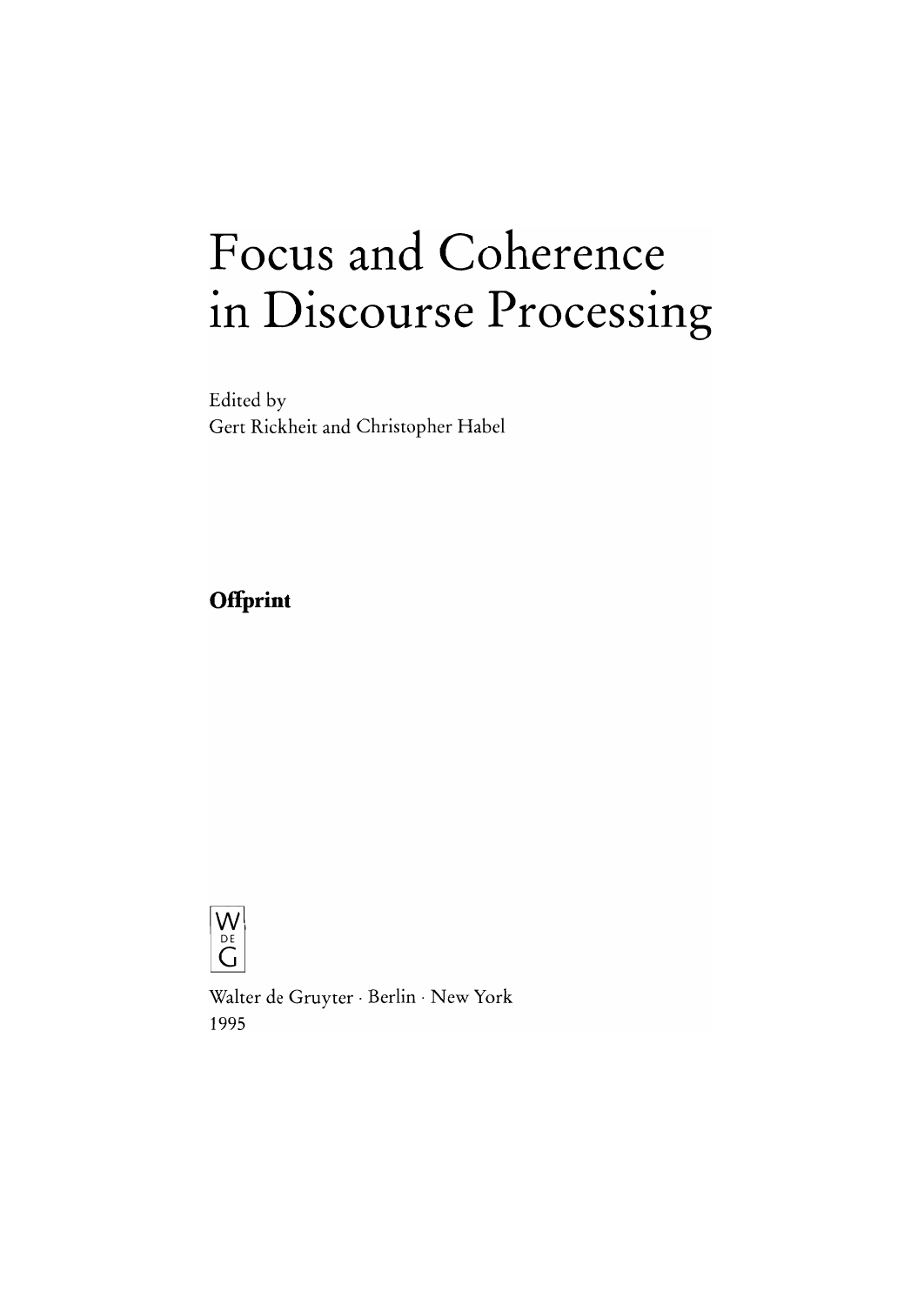# Focus and Coherence in Discourse Processing

Edited by
Gert Rickheit and Christopher Habel

**Offprint**

W
DE
G

Walter de Gruyter · Berlin · New York
1995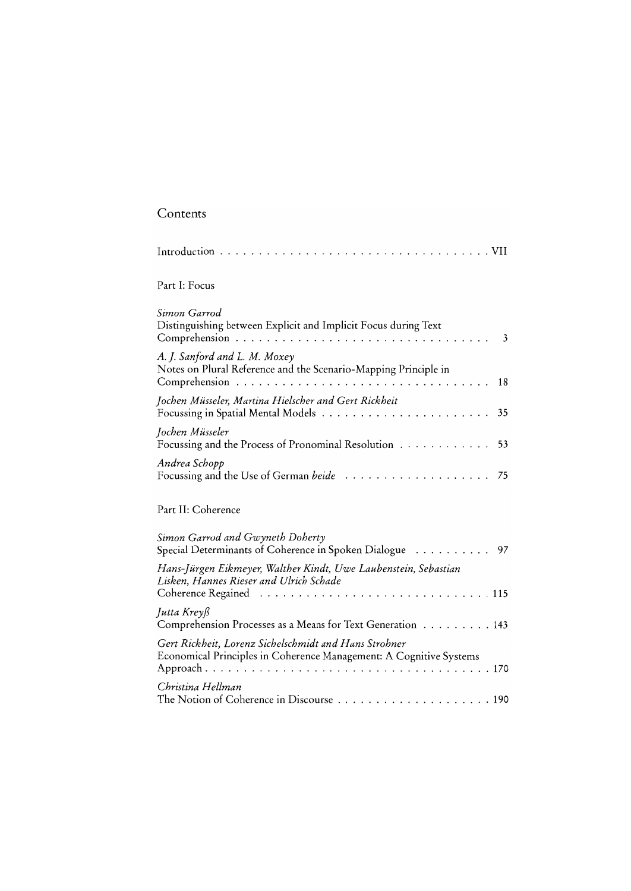# Contents

Introduction . . . . . . . . . . . . . . . . . . . . . . . . . . . . . . . . . . . VII

## Part I: Focus

*Simon Garrod*
Distinguishing between Explicit and Implicit Focus during Text Comprehension . . . . . . . . . . . . . . . . . . . . . . . . . . . . . . . . 3

*A. J. Sanford and L. M. Moxey*
Notes on Plural Reference and the Scenario-Mapping Principle in Comprehension . . . . . . . . . . . . . . . . . . . . . . . . . . . . . . . . 18

*Jochen Müsseler, Martina Hielscher and Gert Rickheit*
Focussing in Spatial Mental Models . . . . . . . . . . . . . . . . . . . . . . 35

*Jochen Müsseler*
Focussing and the Process of Pronominal Resolution . . . . . . . . . . . . 53

*Andrea Schopp*
Focussing and the Use of German *beide* . . . . . . . . . . . . . . . . . . . 75

## Part II: Coherence

*Simon Garrod and Gwyneth Doherty*
Special Determinants of Coherence in Spoken Dialogue . . . . . . . . . . 97

*Hans-Jürgen Eikmeyer, Walther Kindt, Uwe Laubenstein, Sebastian Lisken, Hannes Rieser and Ulrich Schade*
Coherence Regained . . . . . . . . . . . . . . . . . . . . . . . . . . . . . 115

*Jutta Kreyß*
Comprehension Processes as a Means for Text Generation . . . . . . . . . 143

*Gert Rickheit, Lorenz Sichelschmidt and Hans Strohner*
Economical Principles in Coherence Management: A Cognitive Systems Approach . . . . . . . . . . . . . . . . . . . . . . . . . . . . . . . . . . . 170

*Christina Hellman*
The Notion of Coherence in Discourse . . . . . . . . . . . . . . . . . . . 190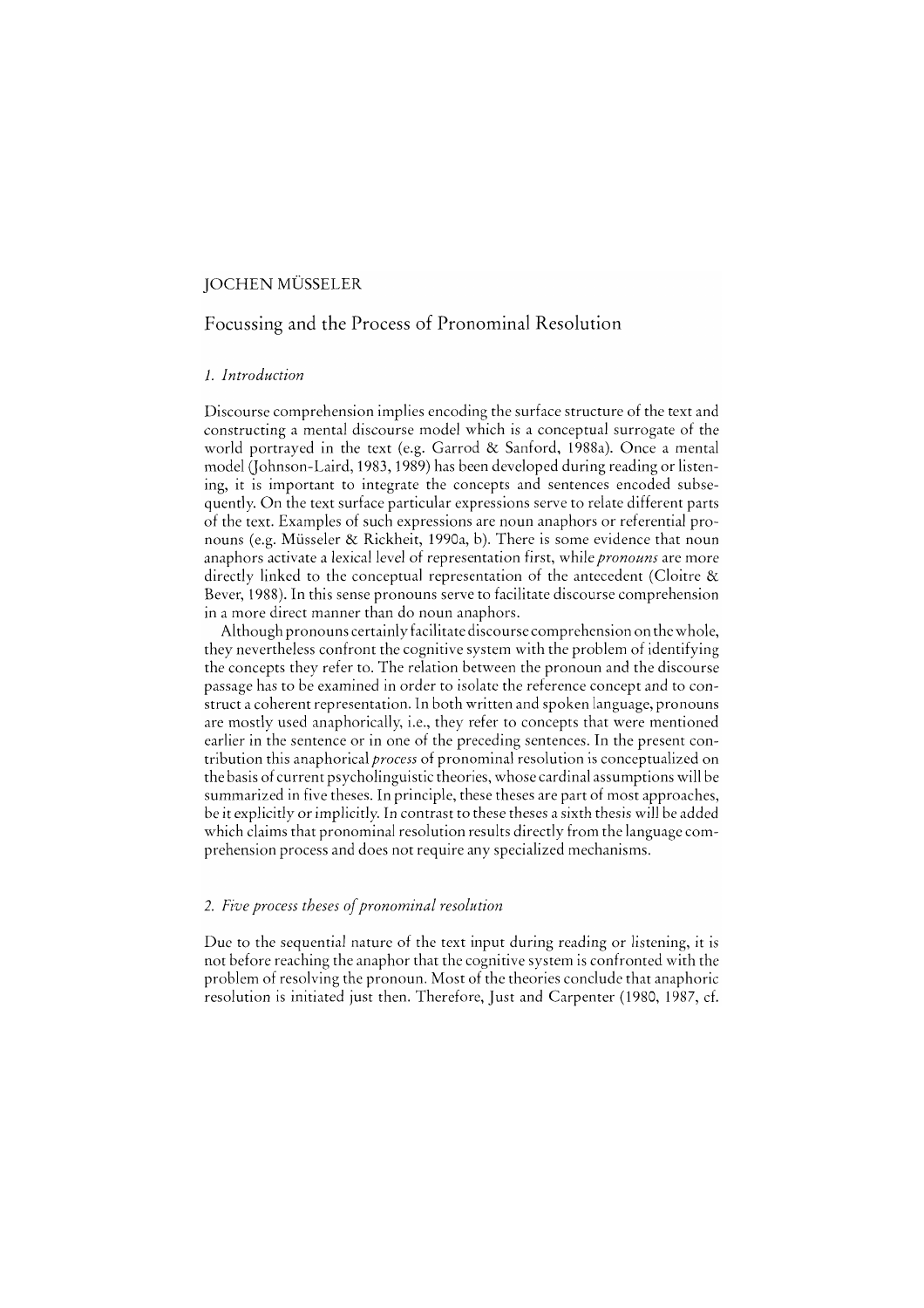JOCHEN MÜSSELER

# Focussing and the Process of Pronominal Resolution

## *1. Introduction*

Discourse comprehension implies encoding the surface structure of the text and constructing a mental discourse model which is a conceptual surrogate of the world portrayed in the text (e.g. Garrod & Sanford, 1988a). Once a mental model (Johnson-Laird, 1983, 1989) has been developed during reading or listening, it is important to integrate the concepts and sentences encoded subsequently. On the text surface particular expressions serve to relate different parts of the text. Examples of such expressions are noun anaphors or referential pronouns (e.g. Müsseler & Rickheit, 1990a, b). There is some evidence that noun anaphors activate a lexical level of representation first, while *pronouns* are more directly linked to the conceptual representation of the antecedent (Cloitre & Bever, 1988). In this sense pronouns serve to facilitate discourse comprehension in a more direct manner than do noun anaphors.

Although pronouns certainly facilitate discourse comprehension on the whole, they nevertheless confront the cognitive system with the problem of identifying the concepts they refer to. The relation between the pronoun and the discourse passage has to be examined in order to isolate the reference concept and to construct a coherent representation. In both written and spoken language, pronouns are mostly used anaphorically, i.e., they refer to concepts that were mentioned earlier in the sentence or in one of the preceding sentences. In the present contribution this anaphorical *process* of pronominal resolution is conceptualized on the basis of current psycholinguistic theories, whose cardinal assumptions will be summarized in five theses. In principle, these theses are part of most approaches, be it explicitly or implicitly. In contrast to these theses a sixth thesis will be added which claims that pronominal resolution results directly from the language comprehension process and does not require any specialized mechanisms.

## *2. Five process theses of pronominal resolution*

Due to the sequential nature of the text input during reading or listening, it is not before reaching the anaphor that the cognitive system is confronted with the problem of resolving the pronoun. Most of the theories conclude that anaphoric resolution is initiated just then. Therefore, Just and Carpenter (1980, 1987, cf.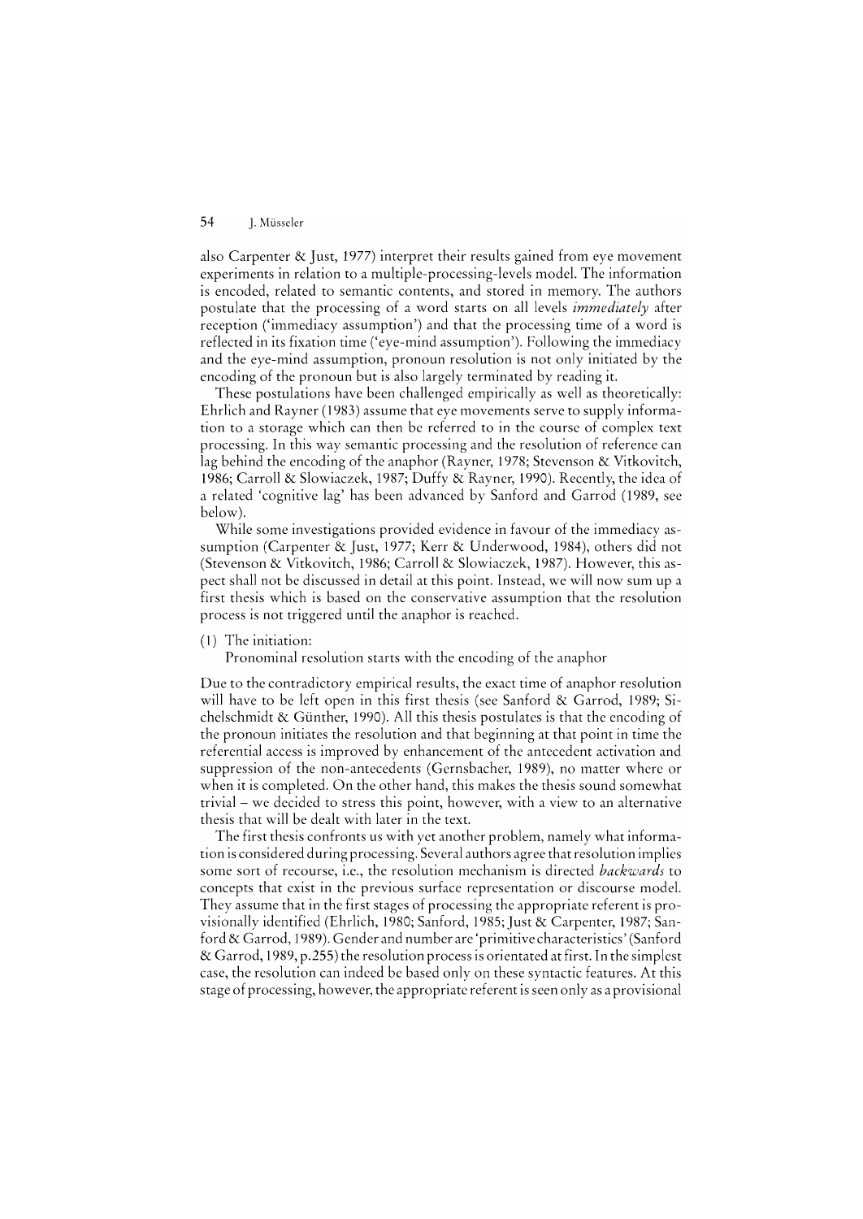also Carpenter & Just, 1977) interpret their results gained from eye movement experiments in relation to a multiple-processing-levels model. The information is encoded, related to semantic contents, and stored in memory. The authors postulate that the processing of a word starts on all levels *immediately* after reception ('immediacy assumption') and that the processing time of a word is reflected in its fixation time ('eye-mind assumption'). Following the immediacy and the eye-mind assumption, pronoun resolution is not only initiated by the encoding of the pronoun but is also largely terminated by reading it.

These postulations have been challenged empirically as well as theoretically: Ehrlich and Rayner (1983) assume that eye movements serve to supply information to a storage which can then be referred to in the course of complex text processing. In this way semantic processing and the resolution of reference can lag behind the encoding of the anaphor (Rayner, 1978; Stevenson & Vitkovitch, 1986; Carroll & Slowiaczek, 1987; Duffy & Rayner, 1990). Recently, the idea of a related 'cognitive lag' has been advanced by Sanford and Garrod (1989, see below).

While some investigations provided evidence in favour of the immediacy assumption (Carpenter & Just, 1977; Kerr & Underwood, 1984), others did not (Stevenson & Vitkovitch, 1986; Carroll & Slowiaczek, 1987). However, this aspect shall not be discussed in detail at this point. Instead, we will now sum up a first thesis which is based on the conservative assumption that the resolution process is not triggered until the anaphor is reached.

(1) The initiation:
    Pronominal resolution starts with the encoding of the anaphor

Due to the contradictory empirical results, the exact time of anaphor resolution will have to be left open in this first thesis (see Sanford & Garrod, 1989; Sichelschmidt & Günther, 1990). All this thesis postulates is that the encoding of the pronoun initiates the resolution and that beginning at that point in time the referential access is improved by enhancement of the antecedent activation and suppression of the non-antecedents (Gernsbacher, 1989), no matter where or when it is completed. On the other hand, this makes the thesis sound somewhat trivial – we decided to stress this point, however, with a view to an alternative thesis that will be dealt with later in the text.

The first thesis confronts us with yet another problem, namely what information is considered during processing. Several authors agree that resolution implies some sort of recourse, i.e., the resolution mechanism is directed *backwards* to concepts that exist in the previous surface representation or discourse model. They assume that in the first stages of processing the appropriate referent is provisionally identified (Ehrlich, 1980; Sanford, 1985; Just & Carpenter, 1987; Sanford & Garrod, 1989). Gender and number are 'primitive characteristics' (Sanford & Garrod, 1989, p.255) the resolution process is orientated at first. In the simplest case, the resolution can indeed be based only on these syntactic features. At this stage of processing, however, the appropriate referent is seen only as a provisional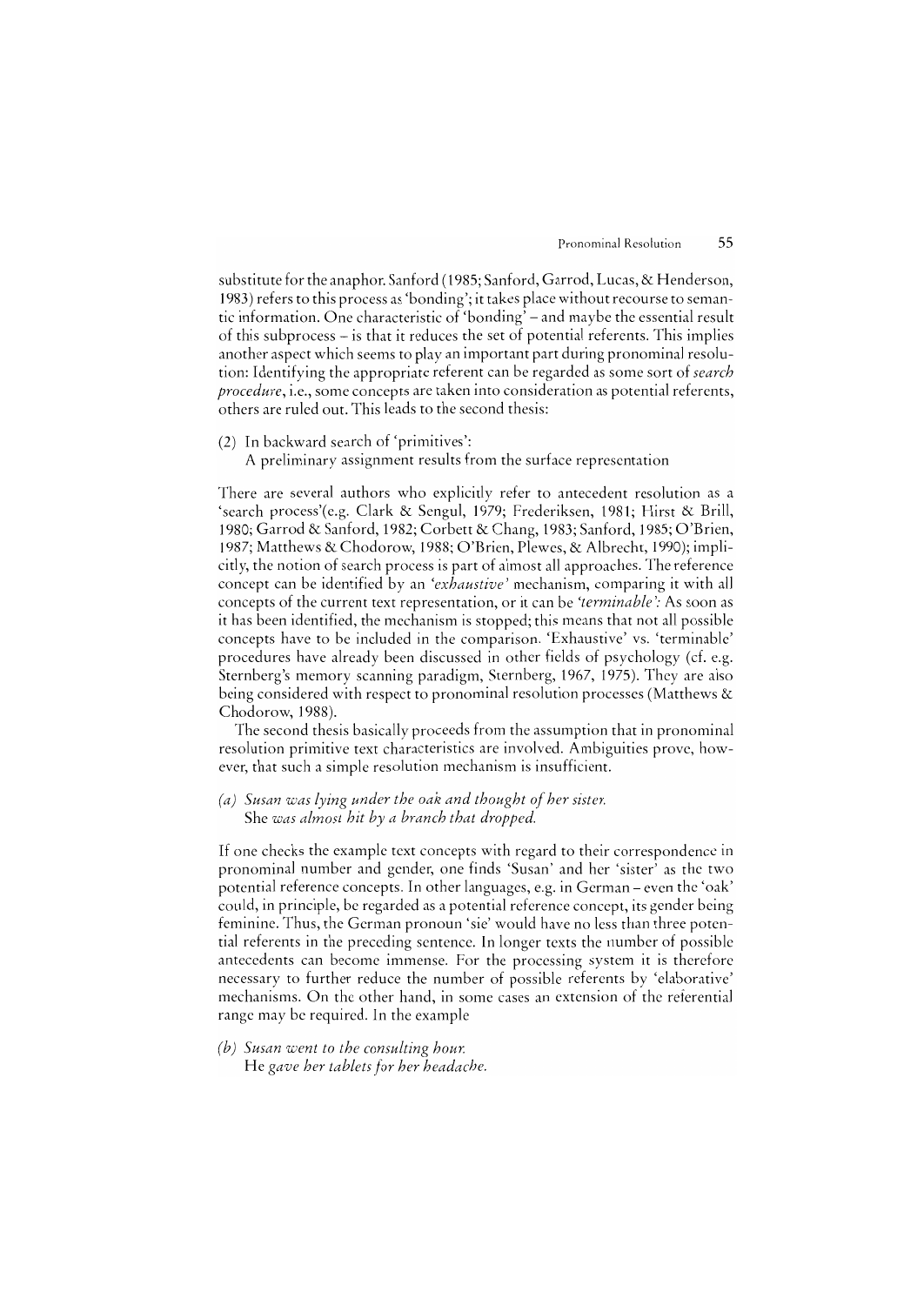substitute for the anaphor. Sanford (1985; Sanford, Garrod, Lucas, & Henderson, 1983) refers to this process as 'bonding'; it takes place without recourse to semantic information. One characteristic of 'bonding' – and maybe the essential result of this subprocess – is that it reduces the set of potential referents. This implies another aspect which seems to play an important part during pronominal resolution: Identifying the appropriate referent can be regarded as some sort of *search procedure*, i.e., some concepts are taken into consideration as potential referents, others are ruled out. This leads to the second thesis:

(2) In backward search of 'primitives':
A preliminary assignment results from the surface representation

There are several authors who explicitly refer to antecedent resolution as a 'search process'(e.g. Clark & Sengul, 1979; Frederiksen, 1981; Hirst & Brill, 1980; Garrod & Sanford, 1982; Corbett & Chang, 1983; Sanford, 1985; O'Brien, 1987; Matthews & Chodorow, 1988; O'Brien, Plewes, & Albrecht, 1990); implicitly, the notion of search process is part of almost all approaches. The reference concept can be identified by an *'exhaustive'* mechanism, comparing it with all concepts of the current text representation, or it can be *'terminable'*: As soon as it has been identified, the mechanism is stopped; this means that not all possible concepts have to be included in the comparison. 'Exhaustive' vs. 'terminable' procedures have already been discussed in other fields of psychology (cf. e.g. Sternberg's memory scanning paradigm, Sternberg, 1967, 1975). They are also being considered with respect to pronominal resolution processes (Matthews & Chodorow, 1988).

The second thesis basically proceeds from the assumption that in pronominal resolution primitive text characteristics are involved. Ambiguities prove, however, that such a simple resolution mechanism is insufficient.

*(a) Susan was lying under the oak and thought of her sister.*
She *was almost hit by a branch that dropped.*

If one checks the example text concepts with regard to their correspondence in pronominal number and gender, one finds 'Susan' and her 'sister' as the two potential reference concepts. In other languages, e.g. in German – even the 'oak' could, in principle, be regarded as a potential reference concept, its gender being feminine. Thus, the German pronoun 'sie' would have no less than three potential referents in the preceding sentence. In longer texts the number of possible antecedents can become immense. For the processing system it is therefore necessary to further reduce the number of possible referents by 'elaborative' mechanisms. On the other hand, in some cases an extension of the referential range may be required. In the example

*(b) Susan went to the consulting hour.*
He *gave her tablets for her headache.*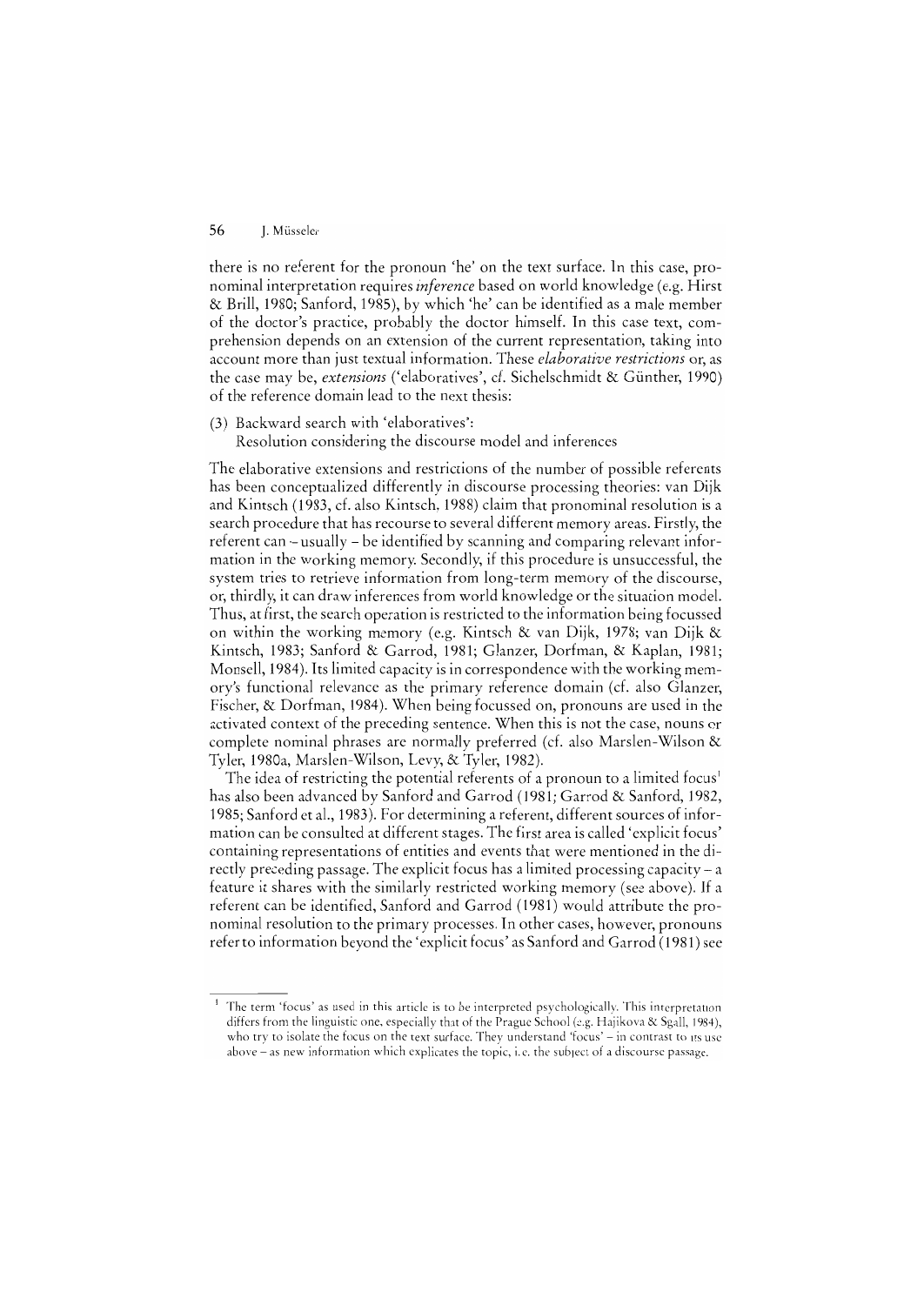there is no referent for the pronoun 'he' on the text surface. In this case, pronominal interpretation requires *inference* based on world knowledge (e.g. Hirst & Brill, 1980; Sanford, 1985), by which 'he' can be identified as a male member of the doctor's practice, probably the doctor himself. In this case text, comprehension depends on an extension of the current representation, taking into account more than just textual information. These *elaborative restrictions* or, as the case may be, *extensions* ('elaboratives', cf. Sichelschmidt & Günther, 1990) of the reference domain lead to the next thesis:

(3) Backward search with 'elaboratives':
Resolution considering the discourse model and inferences

The elaborative extensions and restrictions of the number of possible referents has been conceptualized differently in discourse processing theories: van Dijk and Kintsch (1983, cf. also Kintsch, 1988) claim that pronominal resolution is a search procedure that has recourse to several different memory areas. Firstly, the referent can – usually – be identified by scanning and comparing relevant information in the working memory. Secondly, if this procedure is unsuccessful, the system tries to retrieve information from long-term memory of the discourse, or, thirdly, it can draw inferences from world knowledge or the situation model. Thus, at first, the search operation is restricted to the information being focussed on within the working memory (e.g. Kintsch & van Dijk, 1978; van Dijk & Kintsch, 1983; Sanford & Garrod, 1981; Glanzer, Dorfman, & Kaplan, 1981; Monsell, 1984). Its limited capacity is in correspondence with the working memory's functional relevance as the primary reference domain (cf. also Glanzer, Fischer, & Dorfman, 1984). When being focussed on, pronouns are used in the activated context of the preceding sentence. When this is not the case, nouns or complete nominal phrases are normally preferred (cf. also Marslen-Wilson & Tyler, 1980a, Marslen-Wilson, Levy, & Tyler, 1982).

The idea of restricting the potential referents of a pronoun to a limited focus[1] has also been advanced by Sanford and Garrod (1981; Garrod & Sanford, 1982, 1985; Sanford et al., 1983). For determining a referent, different sources of information can be consulted at different stages. The first area is called 'explicit focus' containing representations of entities and events that were mentioned in the directly preceding passage. The explicit focus has a limited processing capacity – a feature it shares with the similarly restricted working memory (see above). If a referent can be identified, Sanford and Garrod (1981) would attribute the pronominal resolution to the primary processes. In other cases, however, pronouns refer to information beyond the 'explicit focus' as Sanford and Garrod (1981) see

[1] The term 'focus' as used in this article is to be interpreted psychologically. This interpretation differs from the linguistic one, especially that of the Prague School (e.g. Hajikova & Sgall, 1984), who try to isolate the focus on the text surface. They understand 'focus' – in contrast to its use above – as new information which explicates the topic, i.e. the subject of a discourse passage.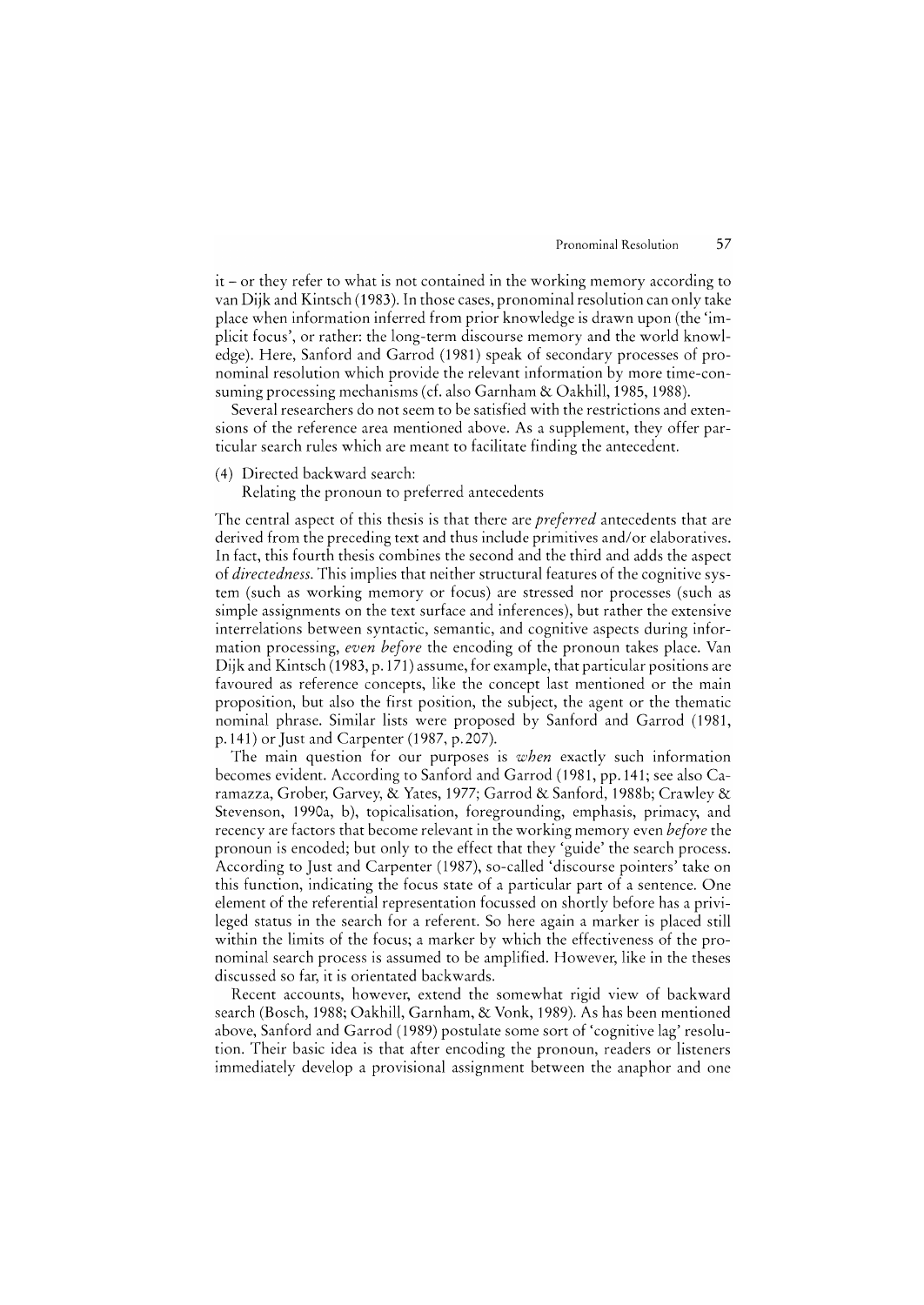it – or they refer to what is not contained in the working memory according to van Dijk and Kintsch (1983). In those cases, pronominal resolution can only take place when information inferred from prior knowledge is drawn upon (the 'implicit focus', or rather: the long-term discourse memory and the world knowledge). Here, Sanford and Garrod (1981) speak of secondary processes of pronominal resolution which provide the relevant information by more time-consuming processing mechanisms (cf. also Garnham & Oakhill, 1985, 1988).

Several researchers do not seem to be satisfied with the restrictions and extensions of the reference area mentioned above. As a supplement, they offer particular search rules which are meant to facilitate finding the antecedent.

(4) Directed backward search:
Relating the pronoun to preferred antecedents

The central aspect of this thesis is that there are *preferred* antecedents that are derived from the preceding text and thus include primitives and/or elaboratives. In fact, this fourth thesis combines the second and the third and adds the aspect of *directedness*. This implies that neither structural features of the cognitive system (such as working memory or focus) are stressed nor processes (such as simple assignments on the text surface and inferences), but rather the extensive interrelations between syntactic, semantic, and cognitive aspects during information processing, *even before* the encoding of the pronoun takes place. Van Dijk and Kintsch (1983, p. 171) assume, for example, that particular positions are favoured as reference concepts, like the concept last mentioned or the main proposition, but also the first position, the subject, the agent or the thematic nominal phrase. Similar lists were proposed by Sanford and Garrod (1981, p. 141) or Just and Carpenter (1987, p. 207).

The main question for our purposes is *when* exactly such information becomes evident. According to Sanford and Garrod (1981, pp. 141; see also Caramazza, Grober, Garvey, & Yates, 1977; Garrod & Sanford, 1988b; Crawley & Stevenson, 1990a, b), topicalisation, foregrounding, emphasis, primacy, and recency are factors that become relevant in the working memory even *before* the pronoun is encoded; but only to the effect that they 'guide' the search process. According to Just and Carpenter (1987), so-called 'discourse pointers' take on this function, indicating the focus state of a particular part of a sentence. One element of the referential representation focussed on shortly before has a privileged status in the search for a referent. So here again a marker is placed still within the limits of the focus; a marker by which the effectiveness of the pronominal search process is assumed to be amplified. However, like in the theses discussed so far, it is orientated backwards.

Recent accounts, however, extend the somewhat rigid view of backward search (Bosch, 1988; Oakhill, Garnham, & Vonk, 1989). As has been mentioned above, Sanford and Garrod (1989) postulate some sort of 'cognitive lag' resolution. Their basic idea is that after encoding the pronoun, readers or listeners immediately develop a provisional assignment between the anaphor and one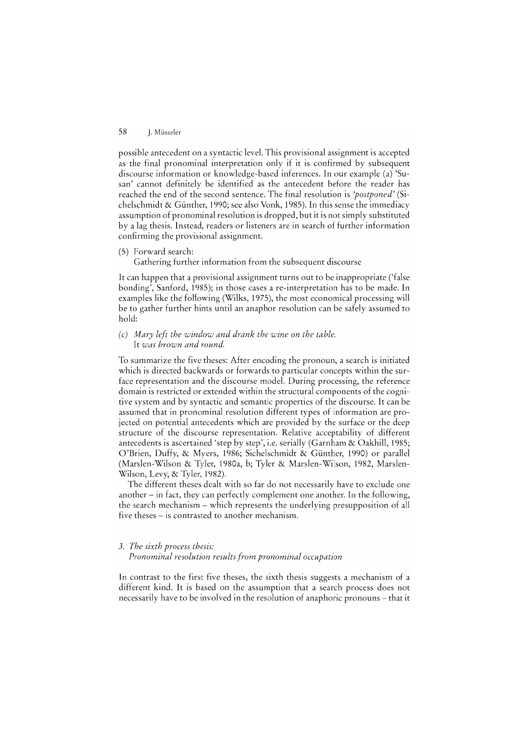possible antecedent on a syntactic level. This provisional assignment is accepted as the final pronominal interpretation only if it is confirmed by subsequent discourse information or knowledge-based inferences. In our example (a) 'Susan' cannot definitely be identified as the antecedent before the reader has reached the end of the second sentence. The final resolution is *'postponed'* (Sichelschmidt & Günther, 1990; see also Vonk, 1985). In this sense the immediacy assumption of pronominal resolution is dropped, but it is not simply substituted by a lag thesis. Instead, readers or listeners are in search of further information confirming the provisional assignment.

(5) Forward search:
Gathering further information from the subsequent discourse

It can happen that a provisional assignment turns out to be inappropriate ('false bonding', Sanford, 1985); in those cases a re-interpretation has to be made. In examples like the following (Wilks, 1975), the most economical processing will be to gather further hints until an anaphor resolution can be safely assumed to hold:

(c) *Mary left the window and drank the wine on the table.*
*It was brown and round.*

To summarize the five theses: After encoding the pronoun, a search is initiated which is directed backwards or forwards to particular concepts within the surface representation and the discourse model. During processing, the reference domain is restricted or extended within the structural components of the cognitive system and by syntactic and semantic properties of the discourse. It can be assumed that in pronominal resolution different types of information are projected on potential antecedents which are provided by the surface or the deep structure of the discourse representation. Relative acceptability of different antecedents is ascertained 'step by step', i.e. serially (Garnham & Oakhill, 1985; O'Brien, Duffy, & Myers, 1986; Sichelschmidt & Günther, 1990) or parallel (Marslen-Wilson & Tyler, 1980a, b; Tyler & Marslen-Wilson, 1982, Marslen-Wilson, Levy, & Tyler, 1982).

The different theses dealt with so far do not necessarily have to exclude one another – in fact, they can perfectly complement one another. In the following, the search mechanism – which represents the underlying presupposition of all five theses – is contrasted to another mechanism.

### 3. *The sixth process thesis: Pronominal resolution results from pronominal occupation*

In contrast to the first five theses, the sixth thesis suggests a mechanism of a different kind. It is based on the assumption that a search process does not necessarily have to be involved in the resolution of anaphoric pronouns – that it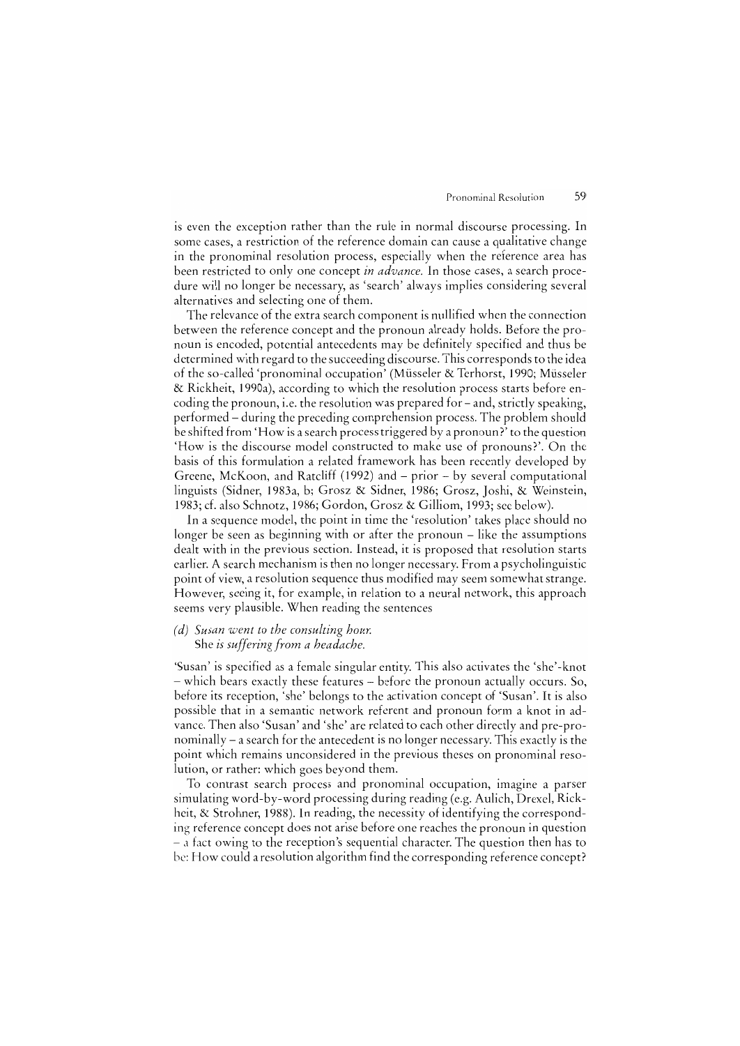is even the exception rather than the rule in normal discourse processing. In some cases, a restriction of the reference domain can cause a qualitative change in the pronominal resolution process, especially when the reference area has been restricted to only one concept *in advance.* In those cases, a search procedure will no longer be necessary, as 'search' always implies considering several alternatives and selecting one of them.

The relevance of the extra search component is nullified when the connection between the reference concept and the pronoun already holds. Before the pronoun is encoded, potential antecedents may be definitely specified and thus be determined with regard to the succeeding discourse. This corresponds to the idea of the so-called 'pronominal occupation' (Müsseler & Terhorst, 1990; Müsseler & Rickheit, 1990a), according to which the resolution process starts before encoding the pronoun, i.e. the resolution was prepared for – and, strictly speaking, performed – during the preceding comprehension process. The problem should be shifted from 'How is a search process triggered by a pronoun?' to the question 'How is the discourse model constructed to make use of pronouns?'. On the basis of this formulation a related framework has been recently developed by Greene, McKoon, and Ratcliff (1992) and – prior – by several computational linguists (Sidner, 1983a, b; Grosz & Sidner, 1986; Grosz, Joshi, & Weinstein, 1983; cf. also Schnotz, 1986; Gordon, Grosz & Gilliom, 1993; see below).

In a sequence model, the point in time the 'resolution' takes place should no longer be seen as beginning with or after the pronoun – like the assumptions dealt with in the previous section. Instead, it is proposed that resolution starts earlier. A search mechanism is then no longer necessary. From a psycholinguistic point of view, a resolution sequence thus modified may seem somewhat strange. However, seeing it, for example, in relation to a neural network, this approach seems very plausible. When reading the sentences

*(d) Susan went to the consulting hour.*
She *is suffering from a headache.*

'Susan' is specified as a female singular entity. This also activates the 'she'-knot – which bears exactly these features – before the pronoun actually occurs. So, before its reception, 'she' belongs to the activation concept of 'Susan'. It is also possible that in a semantic network referent and pronoun form a knot in advance. Then also 'Susan' and 'she' are related to each other directly and pre-pronominally – a search for the antecedent is no longer necessary. This exactly is the point which remains unconsidered in the previous theses on pronominal resolution, or rather: which goes beyond them.

To contrast search process and pronominal occupation, imagine a parser simulating word-by-word processing during reading (e.g. Aulich, Drexel, Rickheit, & Strohner, 1988). In reading, the necessity of identifying the corresponding reference concept does not arise before one reaches the pronoun in question – a fact owing to the reception's sequential character. The question then has to be: How could a resolution algorithm find the corresponding reference concept?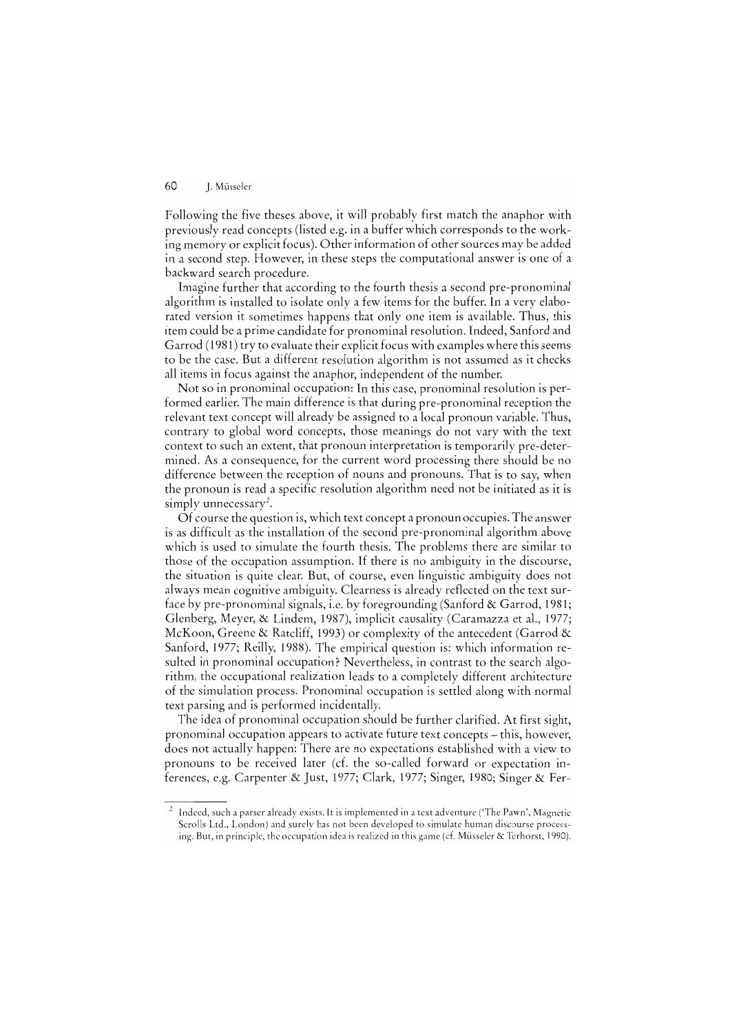Following the five theses above, it will probably first match the anaphor with previously read concepts (listed e.g. in a buffer which corresponds to the working memory or explicit focus). Other information of other sources may be added in a second step. However, in these steps the computational answer is one of a backward search procedure.

Imagine further that according to the fourth thesis a second pre-pronominal algorithm is installed to isolate only a few items for the buffer. In a very elaborated version it sometimes happens that only one item is available. Thus, this item could be a prime candidate for pronominal resolution. Indeed, Sanford and Garrod (1981) try to evaluate their explicit focus with examples where this seems to be the case. But a different resolution algorithm is not assumed as it checks all items in focus against the anaphor, independent of the number.

Not so in pronominal occupation: In this case, pronominal resolution is performed earlier. The main difference is that during pre-pronominal reception the relevant text concept will already be assigned to a local pronoun variable. Thus, contrary to global word concepts, those meanings do not vary with the text context to such an extent, that pronoun interpretation is temporarily pre-determined. As a consequence, for the current word processing there should be no difference between the reception of nouns and pronouns. That is to say, when the pronoun is read a specific resolution algorithm need not be initiated as it is simply unnecessary[2].

Of course the question is, which text concept a pronoun occupies. The answer is as difficult as the installation of the second pre-pronominal algorithm above which is used to simulate the fourth thesis. The problems there are similar to those of the occupation assumption. If there is no ambiguity in the discourse, the situation is quite clear. But, of course, even linguistic ambiguity does not always mean cognitive ambiguity. Clearness is already reflected on the text surface by pre-pronominal signals, i.e. by foregrounding (Sanford & Garrod, 1981; Glenberg, Meyer, & Lindem, 1987), implicit causality (Caramazza et al., 1977; McKoon, Greene & Ratcliff, 1993) or complexity of the antecedent (Garrod & Sanford, 1977; Reilly, 1988). The empirical question is: which information resulted in pronominal occupation? Nevertheless, in contrast to the search algorithm, the occupational realization leads to a completely different architecture of the simulation process. Pronominal occupation is settled along with normal text parsing and is performed incidentally.

The idea of pronominal occupation should be further clarified. At first sight, pronominal occupation appears to activate future text concepts – this, however, does not actually happen: There are no expectations established with a view to pronouns to be received later (cf. the so-called forward or expectation inferences, e.g. Carpenter & Just, 1977; Clark, 1977; Singer, 1980; Singer & Fer-

---

[2] Indeed, such a parser already exists. It is implemented in a text adventure ('The Pawn', Magnetic Scrolls Ltd., London) and surely has not been developed to simulate human discourse processing. But, in principle, the occupation idea is realized in this game (cf. Müsseler & Terhorst, 1990).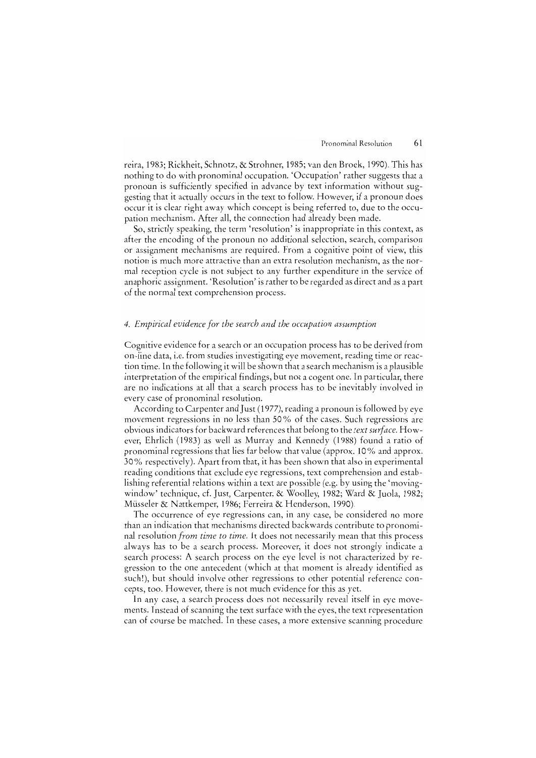reira, 1983; Rickheit, Schnotz, & Strohner, 1985; van den Broek, 1990). This has nothing to do with pronominal occupation. 'Occupation' rather suggests that a pronoun is sufficiently specified in advance by text information without suggesting that it actually occurs in the text to follow. However, if a pronoun does occur it is clear right away which concept is being referred to, due to the occupation mechanism. After all, the connection had already been made.

So, strictly speaking, the term 'resolution' is inappropriate in this context, as after the encoding of the pronoun no additional selection, search, comparison or assignment mechanisms are required. From a cognitive point of view, this notion is much more attractive than an extra resolution mechanism, as the normal reception cycle is not subject to any further expenditure in the service of anaphoric assignment. 'Resolution' is rather to be regarded as direct and as a part of the normal text comprehension process.

### *4. Empirical evidence for the search and the occupation assumption*

Cognitive evidence for a search or an occupation process has to be derived from on-line data, i.e. from studies investigating eye movement, reading time or reaction time. In the following it will be shown that a search mechanism is a plausible interpretation of the empirical findings, but not a cogent one. In particular, there are no indications at all that a search process has to be inevitably involved in every case of pronominal resolution.

According to Carpenter and Just (1977), reading a pronoun is followed by eye movement regressions in no less than 50% of the cases. Such regressions are obvious indicators for backward references that belong to the *text surface*. However, Ehrlich (1983) as well as Murray and Kennedy (1988) found a ratio of pronominal regressions that lies far below that value (approx. 10% and approx. 30% respectively). Apart from that, it has been shown that also in experimental reading conditions that exclude eye regressions, text comprehension and establishing referential relations within a text are possible (e.g. by using the 'moving-window' technique, cf. Just, Carpenter. & Woolley, 1982; Ward & Juola, 1982; Müsseler & Nattkemper, 1986; Ferreira & Henderson, 1990).

The occurrence of eye regressions can, in any case, be considered no more than an indication that mechanisms directed backwards contribute to pronominal resolution *from time to time*. It does not necessarily mean that this process always has to be a search process. Moreover, it does not strongly indicate a search process: A search process on the eye level is not characterized by regression to the one antecedent (which at that moment is already identified as such!), but should involve other regressions to other potential reference concepts, too. However, there is not much evidence for this as yet.

In any case, a search process does not necessarily reveal itself in eye movements. Instead of scanning the text surface with the eyes, the text representation can of course be matched. In these cases, a more extensive scanning procedure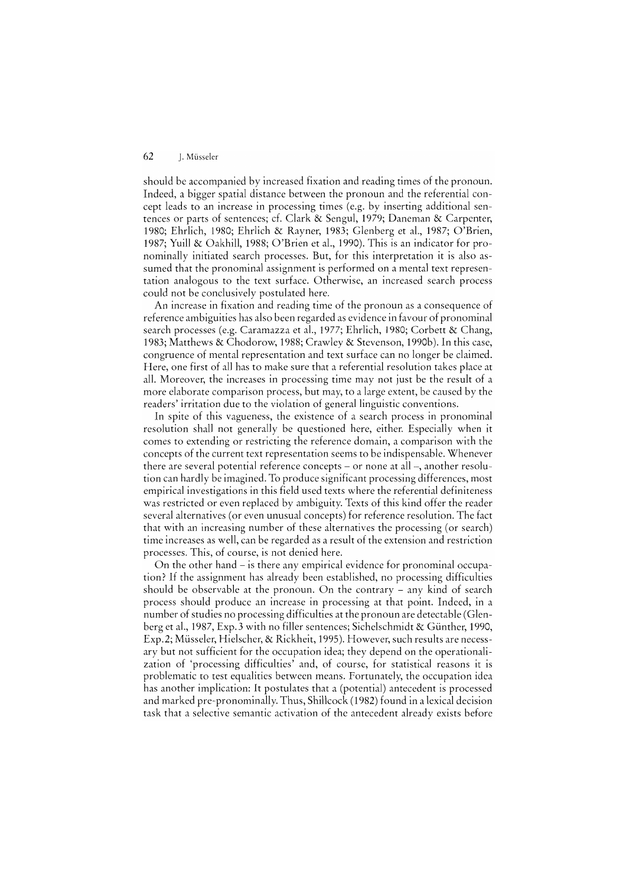should be accompanied by increased fixation and reading times of the pronoun. Indeed, a bigger spatial distance between the pronoun and the referential concept leads to an increase in processing times (e.g. by inserting additional sentences or parts of sentences; cf. Clark & Sengul, 1979; Daneman & Carpenter, 1980; Ehrlich, 1980; Ehrlich & Rayner, 1983; Glenberg et al., 1987; O'Brien, 1987; Yuill & Oakhill, 1988; O'Brien et al., 1990). This is an indicator for pronominally initiated search processes. But, for this interpretation it is also assumed that the pronominal assignment is performed on a mental text representation analogous to the text surface. Otherwise, an increased search process could not be conclusively postulated here.

An increase in fixation and reading time of the pronoun as a consequence of reference ambiguities has also been regarded as evidence in favour of pronominal search processes (e.g. Caramazza et al., 1977; Ehrlich, 1980; Corbett & Chang, 1983; Matthews & Chodorow, 1988; Crawley & Stevenson, 1990b). In this case, congruence of mental representation and text surface can no longer be claimed. Here, one first of all has to make sure that a referential resolution takes place at all. Moreover, the increases in processing time may not just be the result of a more elaborate comparison process, but may, to a large extent, be caused by the readers' irritation due to the violation of general linguistic conventions.

In spite of this vagueness, the existence of a search process in pronominal resolution shall not generally be questioned here, either. Especially when it comes to extending or restricting the reference domain, a comparison with the concepts of the current text representation seems to be indispensable. Whenever there are several potential reference concepts – or none at all –, another resolution can hardly be imagined. To produce significant processing differences, most empirical investigations in this field used texts where the referential definiteness was restricted or even replaced by ambiguity. Texts of this kind offer the reader several alternatives (or even unusual concepts) for reference resolution. The fact that with an increasing number of these alternatives the processing (or search) time increases as well, can be regarded as a result of the extension and restriction processes. This, of course, is not denied here.

On the other hand – is there any empirical evidence for pronominal occupation? If the assignment has already been established, no processing difficulties should be observable at the pronoun. On the contrary – any kind of search process should produce an increase in processing at that point. Indeed, in a number of studies no processing difficulties at the pronoun are detectable (Glenberg et al., 1987, Exp. 3 with no filler sentences; Sichelschmidt & Günther, 1990, Exp. 2; Müsseler, Hielscher, & Rickheit, 1995). However, such results are necessary but not sufficient for the occupation idea; they depend on the operationalization of 'processing difficulties' and, of course, for statistical reasons it is problematic to test equalities between means. Fortunately, the occupation idea has another implication: It postulates that a (potential) antecedent is processed and marked pre-pronominally. Thus, Shillcock (1982) found in a lexical decision task that a selective semantic activation of the antecedent already exists before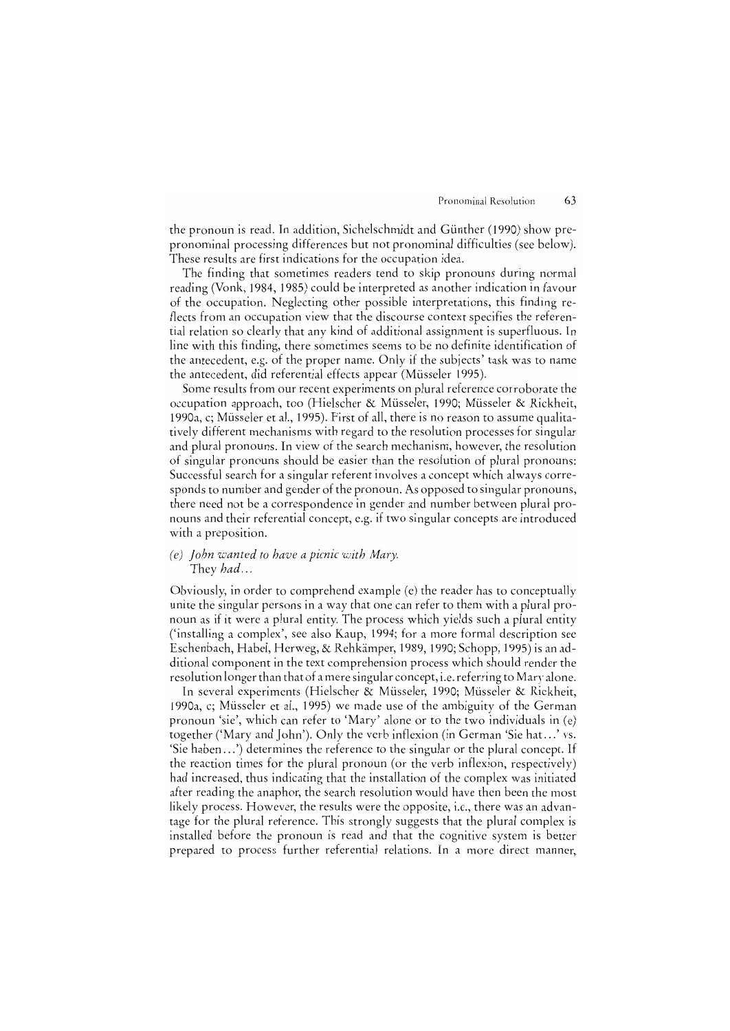the pronoun is read. In addition, Sichelschmidt and Günther (1990) show prepronominal processing differences but not pronominal difficulties (see below). These results are first indications for the occupation idea.

The finding that sometimes readers tend to skip pronouns during normal reading (Vonk, 1984, 1985) could be interpreted as another indication in favour of the occupation. Neglecting other possible interpretations, this finding reflects from an occupation view that the discourse context specifies the referential relation so clearly that any kind of additional assignment is superfluous. In line with this finding, there sometimes seems to be no definite identification of the antecedent, e.g. of the proper name. Only if the subjects' task was to name the antecedent, did referential effects appear (Müsseler 1995).

Some results from our recent experiments on plural reference corroborate the occupation approach, too (Hielscher & Müsseler, 1990; Müsseler & Rickheit, 1990a, c; Müsseler et al., 1995). First of all, there is no reason to assume qualitatively different mechanisms with regard to the resolution processes for singular and plural pronouns. In view of the search mechanism, however, the resolution of singular pronouns should be easier than the resolution of plural pronouns: Successful search for a singular referent involves a concept which always corresponds to number and gender of the pronoun. As opposed to singular pronouns, there need not be a correspondence in gender and number between plural pronouns and their referential concept, e.g. if two singular concepts are introduced with a preposition.

(e) *John wanted to have a picnic with Mary.*
   They *had…*

Obviously, in order to comprehend example (e) the reader has to conceptually unite the singular persons in a way that one can refer to them with a plural pronoun as if it were a plural entity. The process which yields such a plural entity ('installing a complex', see also Kaup, 1994; for a more formal description see Eschenbach, Habel, Herweg, & Rehkämper, 1989, 1990; Schopp, 1995) is an additional component in the text comprehension process which should render the resolution longer than that of a mere singular concept, i.e. referring to Mary alone.

In several experiments (Hielscher & Müsseler, 1990; Müsseler & Rickheit, 1990a, c; Müsseler et al., 1995) we made use of the ambiguity of the German pronoun 'sie', which can refer to 'Mary' alone or to the two individuals in (e) together ('Mary and John'). Only the verb inflexion (in German 'Sie hat…' vs. 'Sie haben…') determines the reference to the singular or the plural concept. If the reaction times for the plural pronoun (or the verb inflexion, respectively) had increased, thus indicating that the installation of the complex was initiated after reading the anaphor, the search resolution would have then been the most likely process. However, the results were the opposite, i.e., there was an advantage for the plural reference. This strongly suggests that the plural complex is installed before the pronoun is read and that the cognitive system is better prepared to process further referential relations. In a more direct manner,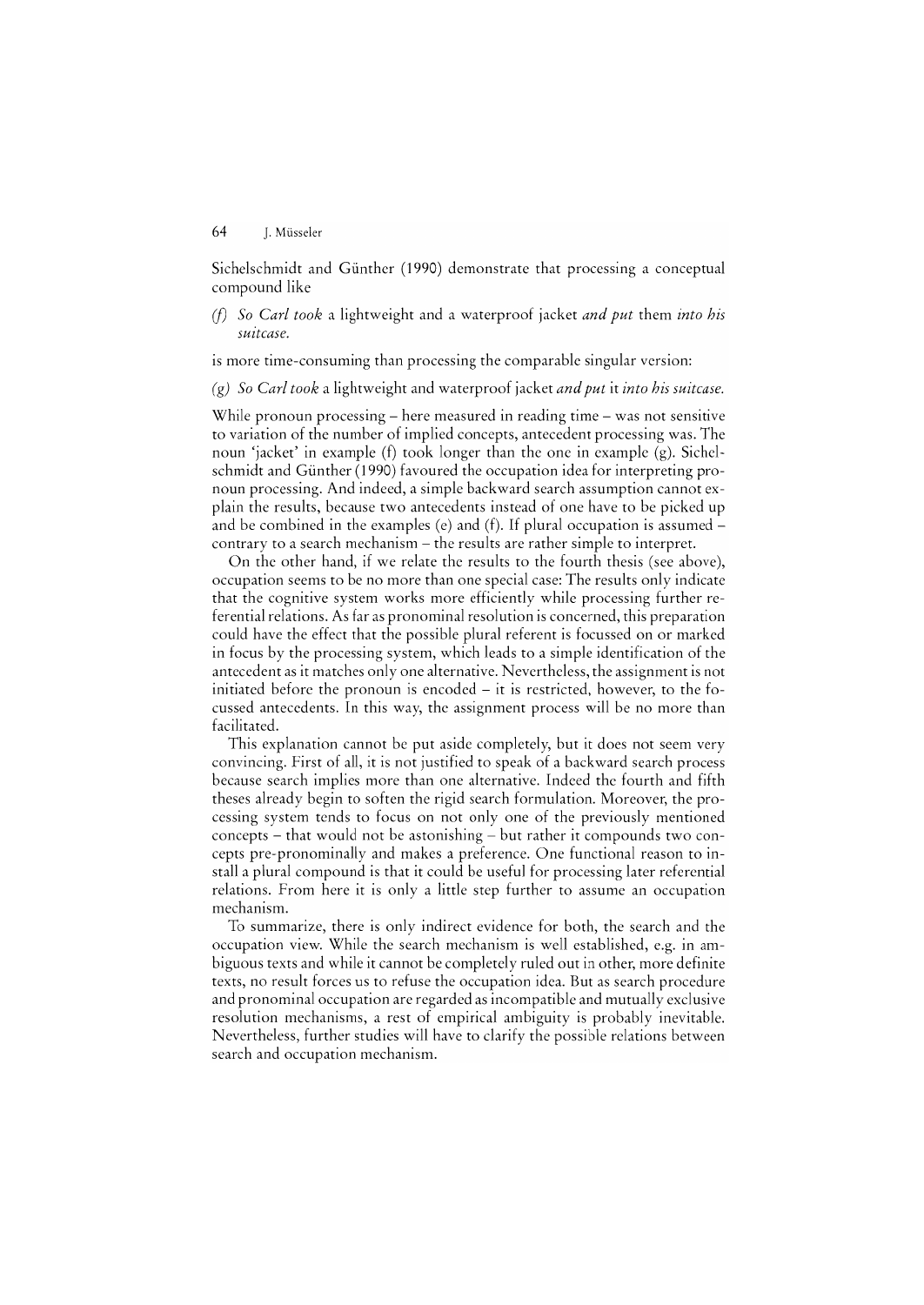Sichelschmidt and Günther (1990) demonstrate that processing a conceptual compound like

*(f) So Carl took* a lightweight and a waterproof jacket *and put* them *into his suitcase.*

is more time-consuming than processing the comparable singular version:

*(g) So Carl took* a lightweight and waterproof jacket *and put* it *into his suitcase.*

While pronoun processing – here measured in reading time – was not sensitive to variation of the number of implied concepts, antecedent processing was. The noun 'jacket' in example (f) took longer than the one in example (g). Sichelschmidt and Günther (1990) favoured the occupation idea for interpreting pronoun processing. And indeed, a simple backward search assumption cannot explain the results, because two antecedents instead of one have to be picked up and be combined in the examples (e) and (f). If plural occupation is assumed – contrary to a search mechanism – the results are rather simple to interpret.

On the other hand, if we relate the results to the fourth thesis (see above), occupation seems to be no more than one special case: The results only indicate that the cognitive system works more efficiently while processing further referential relations. As far as pronominal resolution is concerned, this preparation could have the effect that the possible plural referent is focussed on or marked in focus by the processing system, which leads to a simple identification of the antecedent as it matches only one alternative. Nevertheless, the assignment is not initiated before the pronoun is encoded – it is restricted, however, to the focussed antecedents. In this way, the assignment process will be no more than facilitated.

This explanation cannot be put aside completely, but it does not seem very convincing. First of all, it is not justified to speak of a backward search process because search implies more than one alternative. Indeed the fourth and fifth theses already begin to soften the rigid search formulation. Moreover, the processing system tends to focus on not only one of the previously mentioned concepts – that would not be astonishing – but rather it compounds two concepts pre-pronominally and makes a preference. One functional reason to install a plural compound is that it could be useful for processing later referential relations. From here it is only a little step further to assume an occupation mechanism.

To summarize, there is only indirect evidence for both, the search and the occupation view. While the search mechanism is well established, e.g. in ambiguous texts and while it cannot be completely ruled out in other, more definite texts, no result forces us to refuse the occupation idea. But as search procedure and pronominal occupation are regarded as incompatible and mutually exclusive resolution mechanisms, a rest of empirical ambiguity is probably inevitable. Nevertheless, further studies will have to clarify the possible relations between search and occupation mechanism.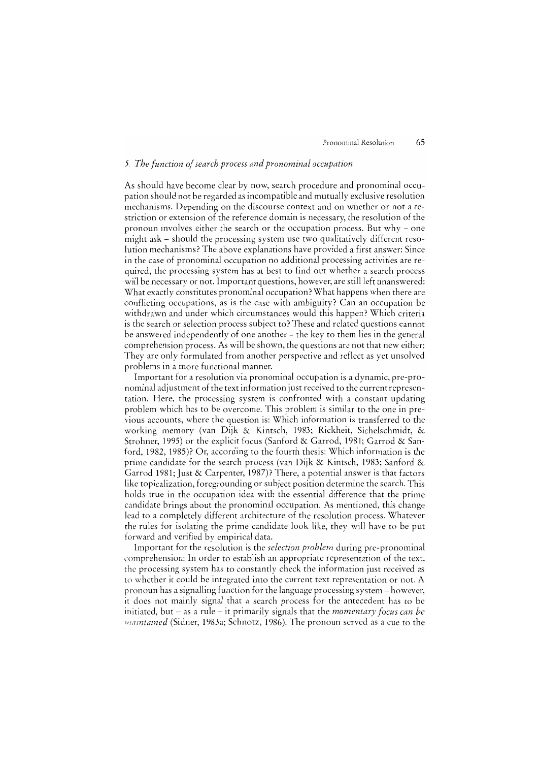### 5. *The function of search process and pronominal occupation*

As should have become clear by now, search procedure and pronominal occupation should not be regarded as incompatible and mutually exclusive resolution mechanisms. Depending on the discourse context and on whether or not a restriction or extension of the reference domain is necessary, the resolution of the pronoun involves either the search or the occupation process. But why – one might ask – should the processing system use two qualitatively different resolution mechanisms? The above explanations have provided a first answer: Since in the case of pronominal occupation no additional processing activities are required, the processing system has at best to find out whether a search process will be necessary or not. Important questions, however, are still left unanswered: What exactly constitutes pronominal occupation? What happens when there are conflicting occupations, as is the case with ambiguity? Can an occupation be withdrawn and under which circumstances would this happen? Which criteria is the search or selection process subject to? These and related questions cannot be answered independently of one another – the key to them lies in the general comprehension process. As will be shown, the questions are not that new either: They are only formulated from another perspective and reflect as yet unsolved problems in a more functional manner.

Important for a resolution via pronominal occupation is a dynamic, pre-pronominal adjustment of the text information just received to the current representation. Here, the processing system is confronted with a constant updating problem which has to be overcome. This problem is similar to the one in previous accounts, where the question is: Which information is transferred to the working memory (van Dijk & Kintsch, 1983; Rickheit, Sichelschmidt, & Strohner, 1995) or the explicit focus (Sanford & Garrod, 1981; Garrod & Sanford, 1982, 1985)? Or, according to the fourth thesis: Which information is the prime candidate for the search process (van Dijk & Kintsch, 1983; Sanford & Garrod 1981; Just & Carpenter, 1987)? There, a potential answer is that factors like topicalization, foregrounding or subject position determine the search. This holds true in the occupation idea with the essential difference that the prime candidate brings about the pronominal occupation. As mentioned, this change lead to a completely different architecture of the resolution process. Whatever the rules for isolating the prime candidate look like, they will have to be put forward and verified by empirical data.

Important for the resolution is the *selection problem* during pre-pronominal comprehension: In order to establish an appropriate representation of the text, the processing system has to constantly check the information just received as to whether it could be integrated into the current text representation or not. A pronoun has a signalling function for the language processing system – however, it does not mainly signal that a search process for the antecedent has to be initiated, but – as a rule – it primarily signals that the *momentary focus can be maintained* (Sidner, 1983a; Schnotz, 1986). The pronoun served as a cue to the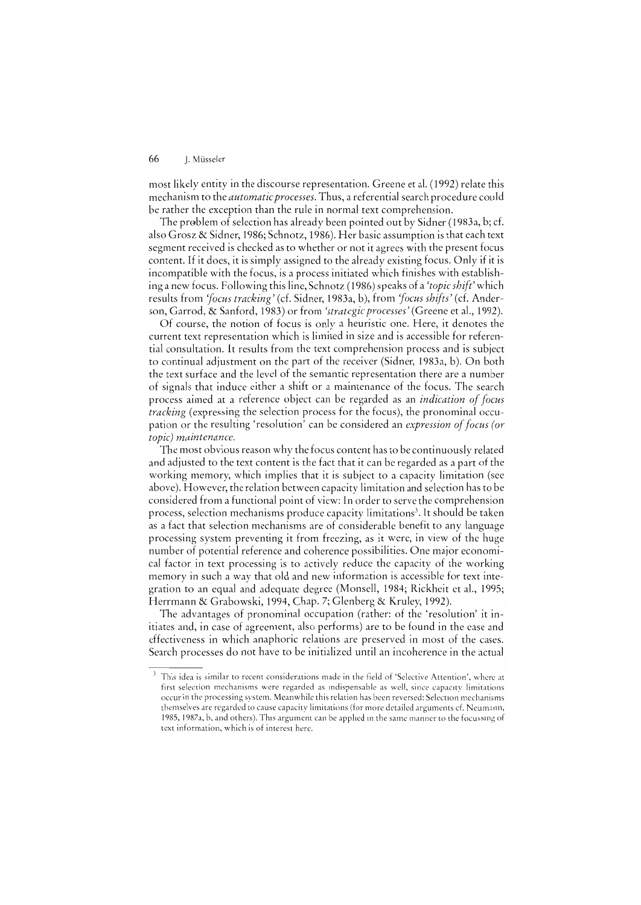most likely entity in the discourse representation. Greene et al. (1992) relate this mechanism to the *automatic processes*. Thus, a referential search procedure could be rather the exception than the rule in normal text comprehension.

The problem of selection has already been pointed out by Sidner (1983a, b; cf. also Grosz & Sidner, 1986; Schnotz, 1986). Her basic assumption is that each text segment received is checked as to whether or not it agrees with the present focus content. If it does, it is simply assigned to the already existing focus. Only if it is incompatible with the focus, is a process initiated which finishes with establishing a new focus. Following this line, Schnotz (1986) speaks of a *'topic shift'* which results from *'focus tracking'* (cf. Sidner, 1983a, b), from *'focus shifts'* (cf. Anderson, Garrod, & Sanford, 1983) or from *'strategic processes'* (Greene et al., 1992).

Of course, the notion of focus is only a heuristic one. Here, it denotes the current text representation which is limited in size and is accessible for referential consultation. It results from the text comprehension process and is subject to continual adjustment on the part of the receiver (Sidner, 1983a, b). On both the text surface and the level of the semantic representation there are a number of signals that induce either a shift or a maintenance of the focus. The search process aimed at a reference object can be regarded as an *indication of focus tracking* (expressing the selection process for the focus), the pronominal occupation or the resulting 'resolution' can be considered an *expression of focus (or topic) maintenance.*

The most obvious reason why the focus content has to be continuously related and adjusted to the text content is the fact that it can be regarded as a part of the working memory, which implies that it is subject to a capacity limitation (see above). However, the relation between capacity limitation and selection has to be considered from a functional point of view: In order to serve the comprehension process, selection mechanisms produce capacity limitations[3]. It should be taken as a fact that selection mechanisms are of considerable benefit to any language processing system preventing it from freezing, as it were, in view of the huge number of potential reference and coherence possibilities. One major economical factor in text processing is to actively reduce the capacity of the working memory in such a way that old and new information is accessible for text integration to an equal and adequate degree (Monsell, 1984; Rickheit et al., 1995; Herrmann & Grabowski, 1994, Chap. 7; Glenberg & Kruley, 1992).

The advantages of pronominal occupation (rather: of the 'resolution' it initiates and, in case of agreement, also performs) are to be found in the ease and effectiveness in which anaphoric relations are preserved in most of the cases. Search processes do not have to be initialized until an incoherence in the actual

---

[3] This idea is similar to recent considerations made in the field of 'Selective Attention', where at first selection mechanisms were regarded as indispensable as well, since capacity limitations occur in the processing system. Meanwhile this relation has been reversed: Selection mechanisms themselves are regarded to cause capacity limitations (for more detailed arguments cf. Neumann, 1985, 1987a, b, and others). This argument can be applied in the same manner to the focussing of text information, which is of interest here.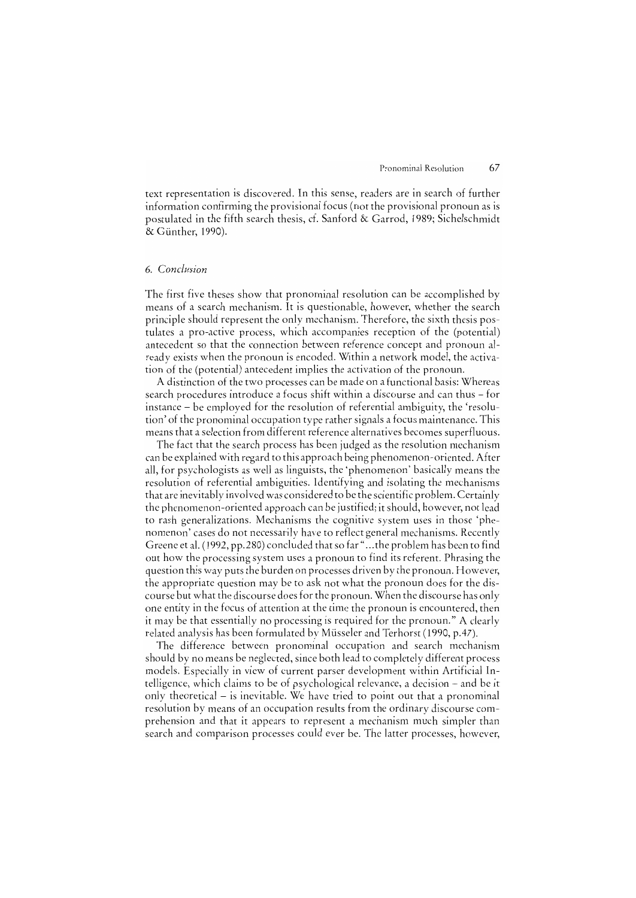text representation is discovered. In this sense, readers are in search of further information confirming the provisional focus (not the provisional pronoun as is postulated in the fifth search thesis, cf. Sanford & Garrod, 1989; Sichelschmidt & Günther, 1990).

## *6. Conclusion*

The first five theses show that pronominal resolution can be accomplished by means of a search mechanism. It is questionable, however, whether the search principle should represent the only mechanism. Therefore, the sixth thesis postulates a pro-active process, which accompanies reception of the (potential) antecedent so that the connection between reference concept and pronoun already exists when the pronoun is encoded. Within a network model, the activation of the (potential) antecedent implies the activation of the pronoun.

A distinction of the two processes can be made on a functional basis: Whereas search procedures introduce a focus shift within a discourse and can thus – for instance – be employed for the resolution of referential ambiguity, the 'resolution' of the pronominal occupation type rather signals a focus maintenance. This means that a selection from different reference alternatives becomes superfluous.

The fact that the search process has been judged as the resolution mechanism can be explained with regard to this approach being phenomenon-oriented. After all, for psychologists as well as linguists, the 'phenomenon' basically means the resolution of referential ambiguities. Identifying and isolating the mechanisms that are inevitably involved was considered to be the scientific problem. Certainly the phenomenon-oriented approach can be justified; it should, however, not lead to rash generalizations. Mechanisms the cognitive system uses in those 'phenomenon' cases do not necessarily have to reflect general mechanisms. Recently Greene et al. (1992, pp.280) concluded that so far "...the problem has been to find out how the processing system uses a pronoun to find its referent. Phrasing the question this way puts the burden on processes driven by the pronoun. However, the appropriate question may be to ask not what the pronoun does for the discourse but what the discourse does for the pronoun. When the discourse has only one entity in the focus of attention at the time the pronoun is encountered, then it may be that essentially no processing is required for the pronoun." A clearly related analysis has been formulated by Müsseler and Terhorst (1990, p.47).

The difference between pronominal occupation and search mechanism should by no means be neglected, since both lead to completely different process models. Especially in view of current parser development within Artificial Intelligence, which claims to be of psychological relevance, a decision – and be it only theoretical – is inevitable. We have tried to point out that a pronominal resolution by means of an occupation results from the ordinary discourse comprehension and that it appears to represent a mechanism much simpler than search and comparison processes could ever be. The latter processes, however,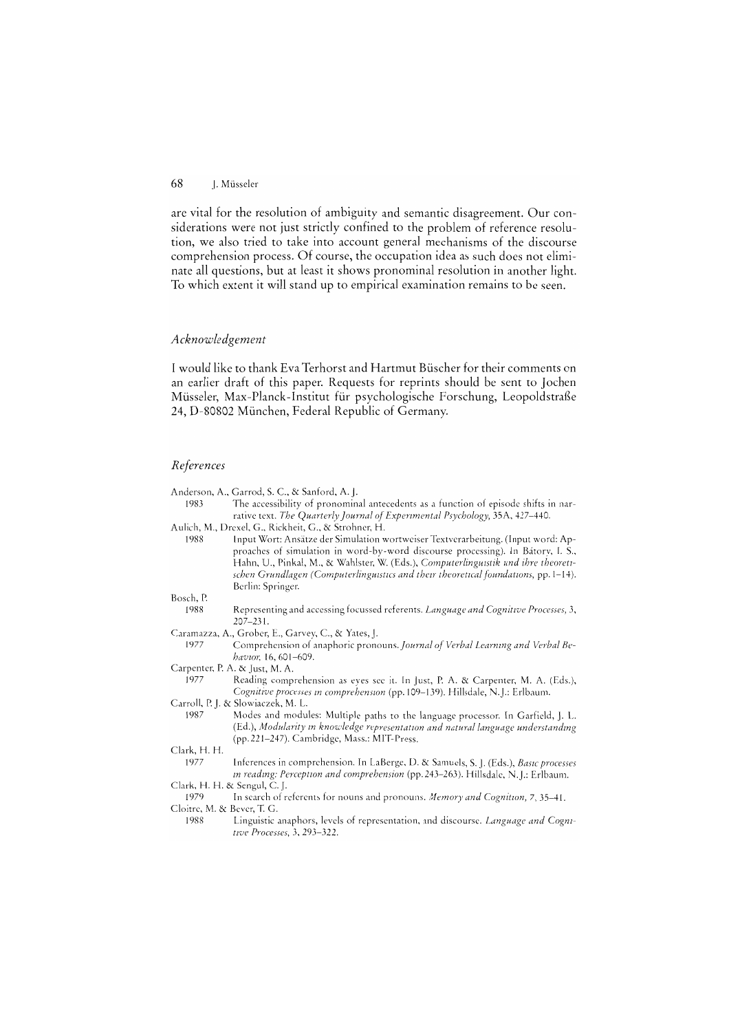are vital for the resolution of ambiguity and semantic disagreement. Our considerations were not just strictly confined to the problem of reference resolution, we also tried to take into account general mechanisms of the discourse comprehension process. Of course, the occupation idea as such does not eliminate all questions, but at least it shows pronominal resolution in another light. To which extent it will stand up to empirical examination remains to be seen.

## *Acknowledgement*

I would like to thank Eva Terhorst and Hartmut Büscher for their comments on an earlier draft of this paper. Requests for reprints should be sent to Jochen Müsseler, Max-Planck-Institut für psychologische Forschung, Leopoldstraße 24, D-80802 München, Federal Republic of Germany.

## *References*

Anderson, A., Garrod, S. C., & Sanford, A. J.
1983 The accessibility of pronominal antecedents as a function of episode shifts in narrative text. *The Quarterly Journal of Experimental Psychology,* 35A, 427–440.

Aulich, M., Drexel, G., Rickheit, G., & Strohner, H.
1988 Input Wort: Ansätze der Simulation wortweiser Textverarbeitung. (Input word: Approaches of simulation in word-by-word discourse processing). In Bátory, I. S., Hahn, U., Pinkal, M., & Wahlster, W. (Eds.), *Computerlinguistik und ihre theoretischen Grundlagen (Computerlinguistics and their theoretical foundations,* pp. 1–14). Berlin: Springer.

Bosch, P.
1988 Representing and accessing focussed referents. *Language and Cognitive Processes,* 3, 207–231.

Caramazza, A., Grober, E., Garvey, C., & Yates, J.
1977 Comprehension of anaphoric pronouns. *Journal of Verbal Learning and Verbal Behavior,* 16, 601–609.

Carpenter, P. A. & Just, M. A.
1977 Reading comprehension as eyes see it. In Just, P. A. & Carpenter, M. A. (Eds.), *Cognitive processes in comprehension* (pp. 109–139). Hillsdale, N.J.: Erlbaum.

Carroll, P. J. & Slowiaczek, M. L.
1987 Modes and modules: Multiple paths to the language processor. In Garfield, J. L. (Ed.), *Modularity in knowledge representation and natural language understanding* (pp. 221–247). Cambridge, Mass.: MIT-Press.

Clark, H. H.
1977 Inferences in comprehension. In LaBerge, D. & Samuels, S. J. (Eds.), *Basic processes in reading: Perception and comprehension* (pp. 243–263). Hillsdale, N.J.: Erlbaum.

Clark, H. H. & Sengul, C. J.
1979 In search of referents for nouns and pronouns. *Memory and Cognition,* 7, 35–41.

Cloitre, M. & Bever, T. G.
1988 Linguistic anaphors, levels of representation, and discourse. *Language and Cognitive Processes,* 3, 293–322.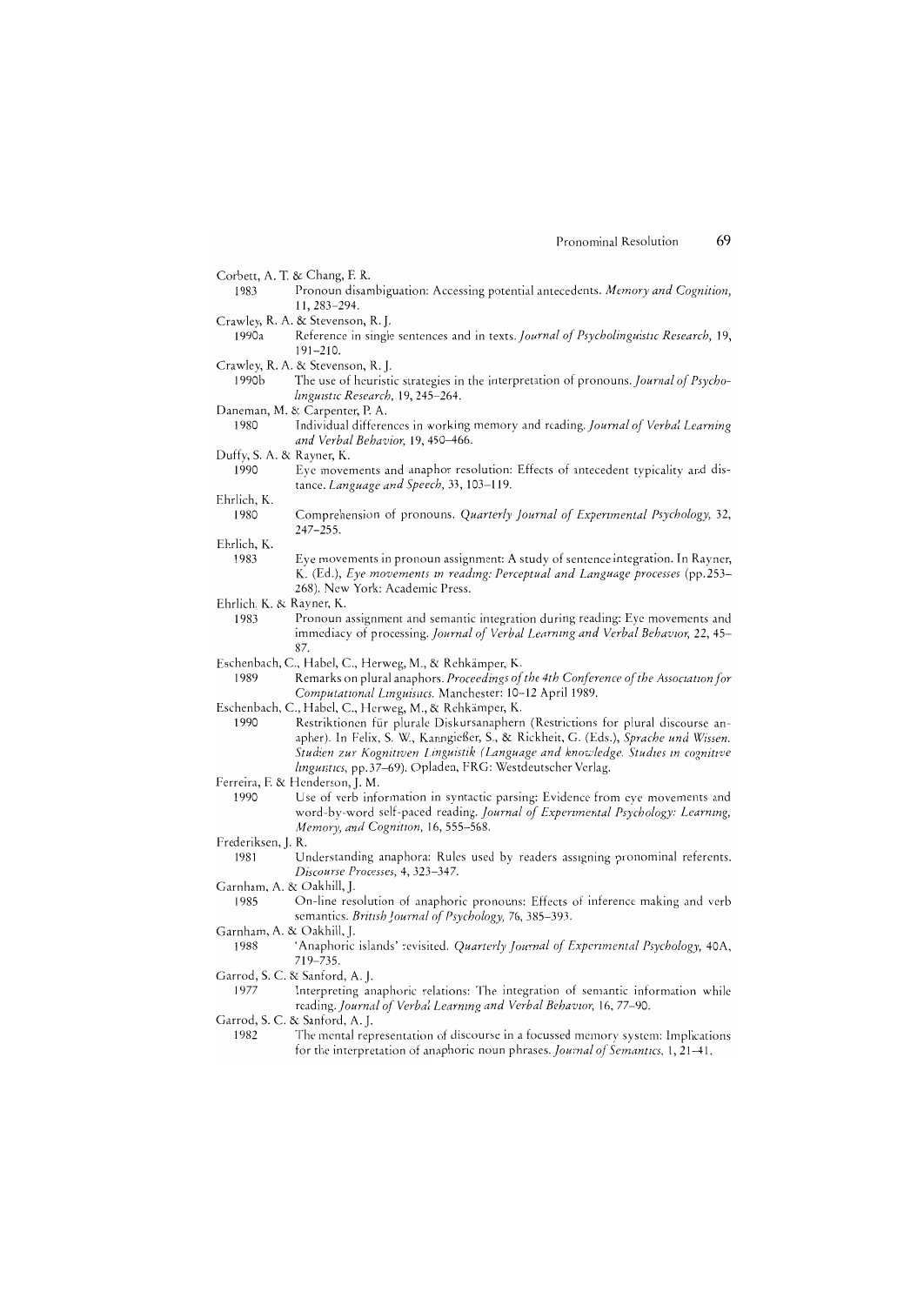Corbett, A. T. & Chang, F. R.

1983 Pronoun disambiguation: Accessing potential antecedents. *Memory and Cognition,* 11, 283–294.

Crawley, R. A. & Stevenson, R. J.

1990a Reference in single sentences and in texts. *Journal of Psycholinguistic Research,* 19, 191–210.

Crawley, R. A. & Stevenson, R. J.

1990b The use of heuristic strategies in the interpretation of pronouns. *Journal of Psycholinguistic Research,* 19, 245–264.

Daneman, M. & Carpenter, P. A.

1980 Individual differences in working memory and reading. *Journal of Verbal Learning and Verbal Behavior,* 19, 450–466.

Duffy, S. A. & Rayner, K.

1990 Eye movements and anaphor resolution: Effects of antecedent typicality and distance. *Language and Speech,* 33, 103–119.

Ehrlich, K.

1980 Comprehension of pronouns. *Quarterly Journal of Experimental Psychology,* 32, 247–255.

Ehrlich, K.

1983 Eye movements in pronoun assignment: A study of sentence integration. In Rayner, K. (Ed.), *Eye movements in reading: Perceptual and Language processes* (pp.253–268). New York: Academic Press.

Ehrlich, K. & Rayner, K.

1983 Pronoun assignment and semantic integration during reading: Eye movements and immediacy of processing. *Journal of Verbal Learning and Verbal Behavior,* 22, 45–87.

Eschenbach, C., Habel, C., Herweg, M., & Rehkämper, K.

1989 Remarks on plural anaphors. *Proceedings of the 4th Conference of the Association for Computational Linguistics.* Manchester: 10–12 April 1989.

Eschenbach, C., Habel, C., Herweg, M., & Rehkämper, K.

1990 Restriktionen für plurale Diskursanaphern (Restrictions for plural discourse anapher). In Felix, S. W., Kanngießer, S., & Rickheit, G. (Eds.), *Sprache und Wissen. Studien zur Kognitiven Linguistik (Language and knowledge. Studies in cognitive linguistics,* pp.37–69). Opladen, FRG: Westdeutscher Verlag.

Ferreira, F. & Henderson, J. M.

1990 Use of verb information in syntactic parsing: Evidence from eye movements and word-by-word self-paced reading. *Journal of Experimental Psychology: Learning, Memory, and Cognition,* 16, 555–568.

Frederiksen, J. R.

1981 Understanding anaphora: Rules used by readers assigning pronominal referents. *Discourse Processes,* 4, 323–347.

Garnham, A. & Oakhill, J.

1985 On-line resolution of anaphoric pronouns: Effects of inference making and verb semantics. *British Journal of Psychology,* 76, 385–393.

Garnham, A. & Oakhill, J.

1988 'Anaphoric islands' revisited. *Quarterly Journal of Experimental Psychology,* 40A, 719–735.

Garrod, S. C. & Sanford, A. J.

1977 Interpreting anaphoric relations: The integration of semantic information while reading. *Journal of Verbal Learning and Verbal Behavior,* 16, 77–90.

Garrod, S. C. & Sanford, A. J.

1982 The mental representation of discourse in a focussed memory system: Implications for the interpretation of anaphoric noun phrases. *Journal of Semantics,* 1, 21–41.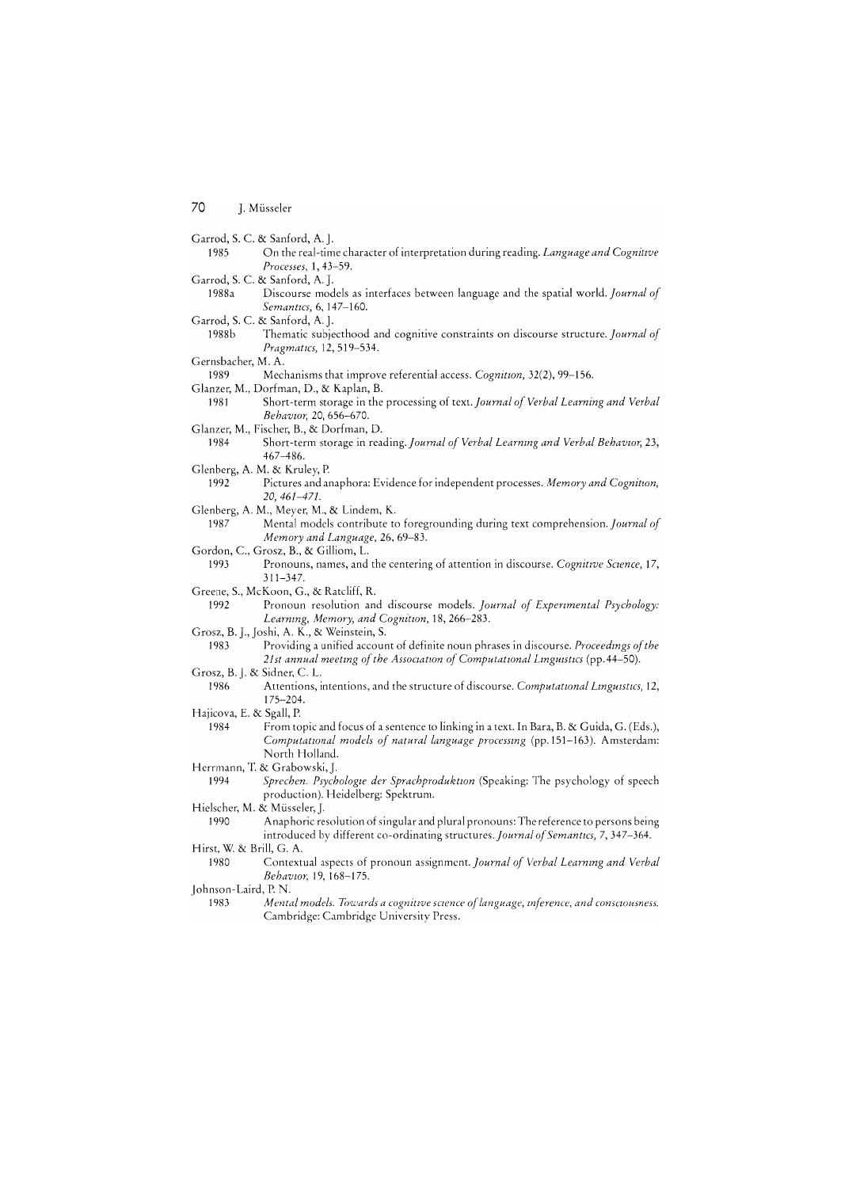Garrod, S. C. & Sanford, A. J.
1985 On the real-time character of interpretation during reading. *Language and Cognitive Processes*, 1, 43–59.

Garrod, S. C. & Sanford, A. J.
1988a Discourse models as interfaces between language and the spatial world. *Journal of Semantics*, 6, 147–160.

Garrod, S. C. & Sanford, A. J.
1988b Thematic subjecthood and cognitive constraints on discourse structure. *Journal of Pragmatics*, 12, 519–534.

Gernsbacher, M. A.
1989 Mechanisms that improve referential access. *Cognition*, 32(2), 99–156.

Glanzer, M., Dorfman, D., & Kaplan, B.
1981 Short-term storage in the processing of text. *Journal of Verbal Learning and Verbal Behavior*, 20, 656–670.

Glanzer, M., Fischer, B., & Dorfman, D.
1984 Short-term storage in reading. *Journal of Verbal Learning and Verbal Behavior*, 23, 467–486.

Glenberg, A. M. & Kruley, P.
1992 Pictures and anaphora: Evidence for independent processes. *Memory and Cognition, 20, 461–471.*

Glenberg, A. M., Meyer, M., & Lindem, K.
1987 Mental models contribute to foregrounding during text comprehension. *Journal of Memory and Language*, 26, 69–83.

Gordon, C., Grosz, B., & Gilliom, L.
1993 Pronouns, names, and the centering of attention in discourse. *Cognitive Science*, 17, 311–347.

Greene, S., McKoon, G., & Ratcliff, R.
1992 Pronoun resolution and discourse models. *Journal of Experimental Psychology: Learning, Memory, and Cognition*, 18, 266–283.

Grosz, B. J., Joshi, A. K., & Weinstein, S.
1983 Providing a unified account of definite noun phrases in discourse. *Proceedings of the 21st annual meeting of the Association of Computational Linguistics* (pp. 44–50).

Grosz, B. J. & Sidner, C. L.
1986 Attentions, intentions, and the structure of discourse. *Computational Linguistics*, 12, 175–204.

Hajicova, E. & Sgall, P.
1984 From topic and focus of a sentence to linking in a text. In Bara, B. & Guida, G. (Eds.), *Computational models of natural language processing* (pp. 151–163). Amsterdam: North Holland.

Herrmann, T. & Grabowski, J.
1994 *Sprechen. Psychologie der Sprachproduktion* (Speaking: The psychology of speech production). Heidelberg: Spektrum.

Hielscher, M. & Müsseler, J.
1990 Anaphoric resolution of singular and plural pronouns: The reference to persons being introduced by different co-ordinating structures. *Journal of Semantics*, 7, 347–364.

Hirst, W. & Brill, G. A.
1980 Contextual aspects of pronoun assignment. *Journal of Verbal Learning and Verbal Behavior*, 19, 168–175.

Johnson-Laird, P. N.
1983 *Mental models. Towards a cognitive science of language, inference, and consciousness.* Cambridge: Cambridge University Press.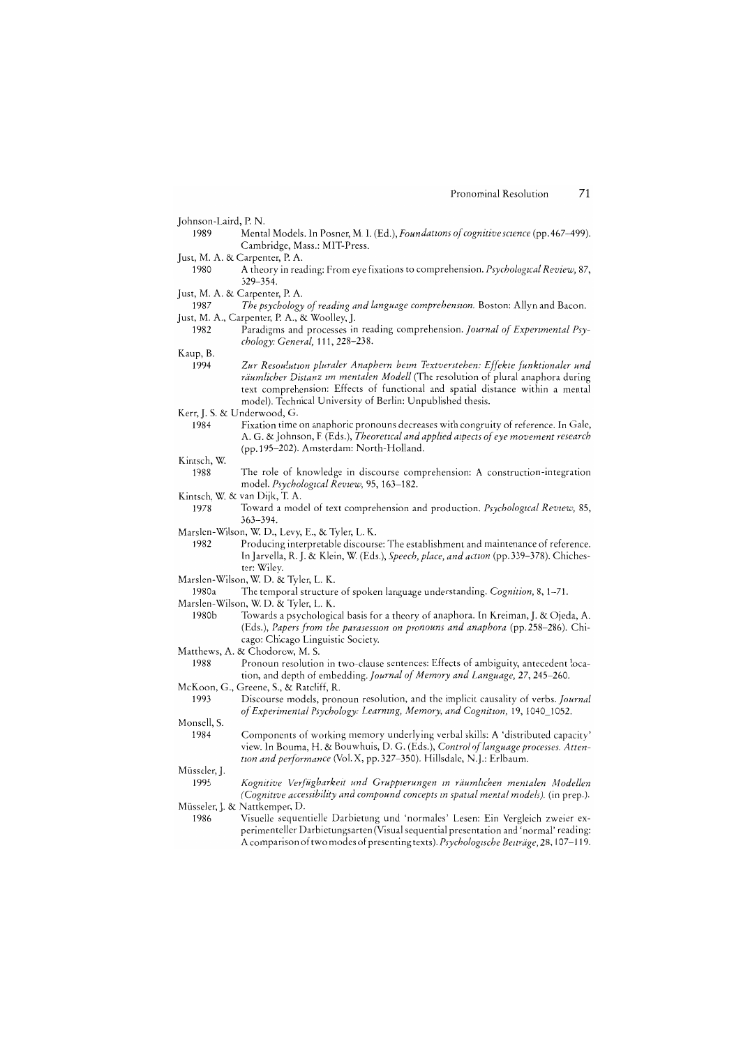Johnson-Laird, P. N.
: 1989 Mental Models. In Posner, M. I. (Ed.), *Foundations of cognitive science* (pp. 467–499). Cambridge, Mass.: MIT-Press.

Just, M. A. & Carpenter, P. A.
: 1980 A theory in reading: From eye fixations to comprehension. *Psychological Review*, 87, 329–354.

Just, M. A. & Carpenter, P. A.
: 1987 *The psychology of reading and language comprehension.* Boston: Allyn and Bacon.

Just, M. A., Carpenter, P. A., & Woolley, J.
: 1982 Paradigms and processes in reading comprehension. *Journal of Experimental Psychology: General*, 111, 228–238.

Kaup, B.
: 1994 *Zur Resolution pluraler Anaphern beim Textverstehen: Effekte funktionaler und räumlicher Distanz im mentalen Modell* (The resolution of plural anaphora during text comprehension: Effects of functional and spatial distance within a mental model). Technical University of Berlin: Unpublished thesis.

Kerr, J. S. & Underwood, G.
: 1984 Fixation time on anaphoric pronouns decreases with congruity of reference. In Gale, A. G. & Johnson, F. (Eds.), *Theoretical and applied aspects of eye movement research* (pp. 195–202). Amsterdam: North-Holland.

Kintsch, W.
: 1988 The role of knowledge in discourse comprehension: A construction-integration model. *Psychological Review*, 95, 163–182.

Kintsch, W. & van Dijk, T. A.
: 1978 Toward a model of text comprehension and production. *Psychological Review*, 85, 363–394.

Marslen-Wilson, W. D., Levy, E., & Tyler, L. K.
: 1982 Producing interpretable discourse: The establishment and maintenance of reference. In Jarvella, R. J. & Klein, W. (Eds.), *Speech, place, and action* (pp. 339–378). Chichester: Wiley.

Marslen-Wilson, W. D. & Tyler, L. K.
: 1980a The temporal structure of spoken language understanding. *Cognition*, 8, 1–71.

Marslen-Wilson, W. D. & Tyler, L. K.
: 1980b Towards a psychological basis for a theory of anaphora. In Kreiman, J. & Ojeda, A. (Eds.), *Papers from the parasession on pronouns and anaphora* (pp. 258–286). Chicago: Chicago Linguistic Society.

Matthews, A. & Chodorow, M. S.
: 1988 Pronoun resolution in two-clause sentences: Effects of ambiguity, antecedent location, and depth of embedding. *Journal of Memory and Language*, 27, 245–260.

McKoon, G., Greene, S., & Ratcliff, R.
: 1993 Discourse models, pronoun resolution, and the implicit causality of verbs. *Journal of Experimental Psychology: Learning, Memory, and Cognition*, 19, 1040_1052.

Monsell, S.
: 1984 Components of working memory underlying verbal skills: A 'distributed capacity' view. In Bouma, H. & Bouwhuis, D. G. (Eds.), *Control of language processes. Attention and performance* (Vol. X, pp. 327–350). Hillsdale, N.J.: Erlbaum.

Müsseler, J.
: 1995 *Kognitive Verfügbarkeit und Gruppierungen in räumlichen mentalen Modellen (Cognitive accessibility and compound concepts in spatial mental models).* (in prep.).

Müsseler, J. & Nattkemper, D.
: 1986 Visuelle sequentielle Darbietung und 'normales' Lesen: Ein Vergleich zweier experimenteller Darbietungsarten (Visual sequential presentation and 'normal' reading: A comparison of two modes of presenting texts). *Psychologische Beiträge*, 28, 107–119.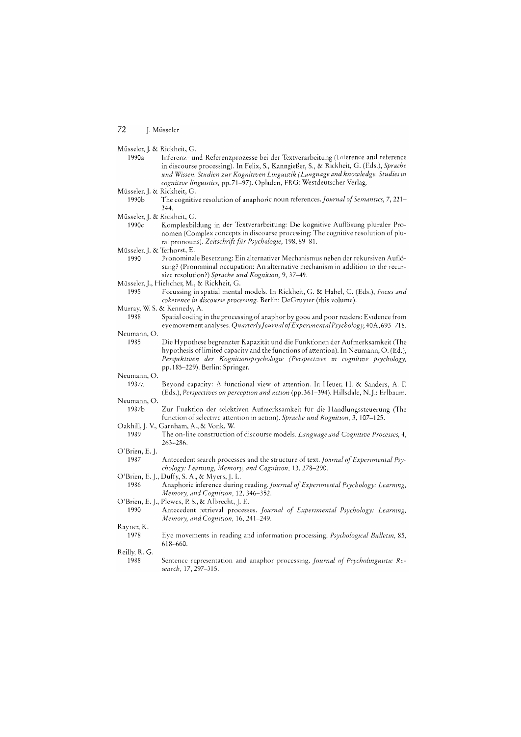Müsseler, J. & Rickheit, G.

1990a Inferenz- und Referenzprozesse bei der Textverarbeitung (Inference and reference in discourse processing). In Felix, S., Kanngießer, S., & Rickheit, G. (Eds.), *Sprache und Wissen. Studien zur Kognitiven Linguistik (Language and knowledge. Studies in cognitive linguistics*, pp. 71–97). Opladen, FRG: Westdeutscher Verlag.

Müsseler, J. & Rickheit, G.

1990b The cognitive resolution of anaphoric noun references. *Journal of Semantics*, 7, 221–244.

Müsseler, J. & Rickheit, G.

1990c Komplexbildung in der Textverarbeitung: Die kognitive Auflösung pluraler Pronomen (Complex concepts in discourse processing: The cognitive resolution of plural pronouns). *Zeitschrift für Psychologie*, 198, 69–81.

Müsseler, J. & Terhorst, E.

1990 Pronominale Besetzung: Ein alternativer Mechanismus neben der rekursiven Auflösung? (Pronominal occupation: An alternative mechanism in addition to the recursive resolution?) *Sprache und Kognition*, 9, 37–49.

Müsseler, J., Hielscher, M., & Rickheit, G.

1995 Focussing in spatial mental models. In Rickheit, G. & Habel, C. (Eds.), *Focus and coherence in discourse processing*. Berlin: DeGruyter (this volume).

Murray, W. S. & Kennedy, A.

1988 Spatial coding in the processing of anaphor by good and poor readers: Evidence from eye movement analyses. *Quarterly Journal of Experimental Psychology*, 40A, 693–718.

Neumann, O.

1985 Die Hypothese begrenzter Kapazität und die Funktionen der Aufmerksamkeit (The hypothesis of limited capacity and the functions of attention). In Neumann, O. (Ed.), *Perspektiven der Kognitionspsychologie (Perspectives in cognitive psychology*, pp. 185–229). Berlin: Springer.

Neumann, O.

1987a Beyond capacity: A functional view of attention. In Heuer, H. & Sanders, A. F. (Eds.), *Perspectives on perception and action* (pp. 361–394). Hillsdale, N.J.: Erlbaum.

Neumann, O.

1987b Zur Funktion der selektiven Aufmerksamkeit für die Handlungssteuerung (The function of selective attention in action). *Sprache und Kognition*, 3, 107–125.

Oakhill, J. V., Garnham, A., & Vonk, W.

1989 The on-line construction of discourse models. *Language and Cognitive Processes*, 4, 263–286.

O'Brien, E. J.

1987 Antecedent search processes and the structure of text. *Journal of Experimental Psychology: Learning, Memory, and Cognition*, 13, 278–290.

O'Brien, E. J., Duffy, S. A., & Myers, J. L.

1986 Anaphoric inference during reading. *Journal of Experimental Psychology: Learning, Memory, and Cognition*, 12, 346–352.

O'Brien, E. J., Plewes, P. S., & Albrecht, J. E.

1990 Antecedent retrieval processes. *Journal of Experimental Psychology: Learning, Memory, and Cognition*, 16, 241–249.

Rayner, K.

1978 Eye movements in reading and information processing. *Psychological Bulletin*, 85, 618–660.

Reilly, R. G.

1988 Sentence representation and anaphor processing. *Journal of Psycholinguistic Research*, 17, 297–315.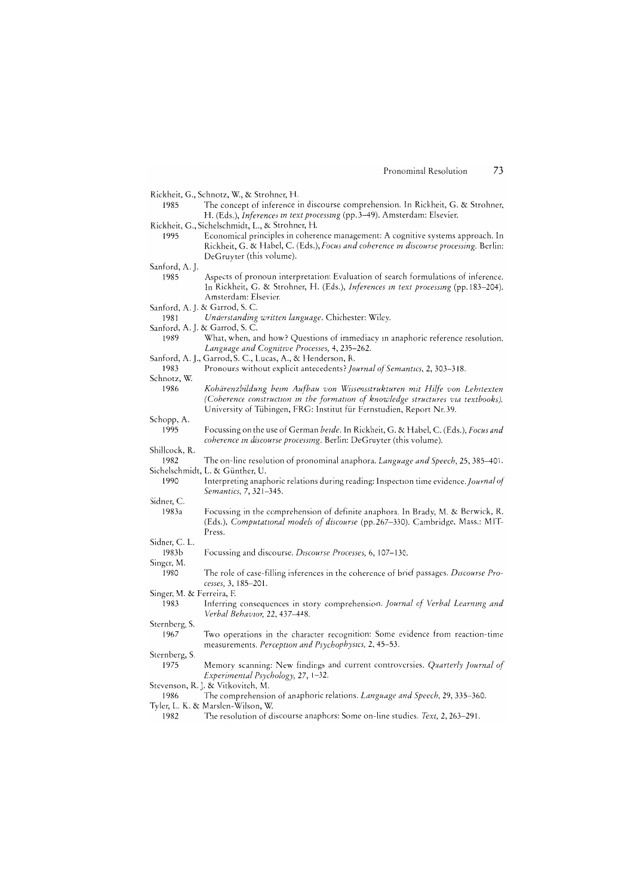Rickheit, G., Schnotz, W., & Strohner, H.

1985 The concept of inference in discourse comprehension. In Rickheit, G. & Strohner, H. (Eds.), *Inferences in text processing* (pp.3–49). Amsterdam: Elsevier.

Rickheit, G., Sichelschmidt, L., & Strohner, H.

1995 Economical principles in coherence management: A cognitive systems approach. In Rickheit, G. & Habel, C. (Eds.), *Focus and coherence in discourse processing*. Berlin: DeGruyter (this volume).

Sanford, A. J.

1985 Aspects of pronoun interpretation: Evaluation of search formulations of inference. In Rickheit, G. & Strohner, H. (Eds.), *Inferences in text processing* (pp.183–204). Amsterdam: Elsevier.

Sanford, A. J. & Garrod, S. C.

1981 *Understanding written language*. Chichester: Wiley.

Sanford, A. J. & Garrod, S. C.

1989 What, when, and how? Questions of immediacy in anaphoric reference resolution. *Language and Cognitive Processes*, 4, 235–262.

Sanford, A. J., Garrod, S. C., Lucas, A., & Henderson, R.

1983 Pronouns without explicit antecedents? *Journal of Semantics*, 2, 303–318.

Schnotz, W.

1986 *Kohärenzbildung beim Aufbau von Wissensstrukturen mit Hilfe von Lehrtexten (Coherence construction in the formation of knowledge structures via textbooks)*. University of Tübingen, FRG: Institut für Fernstudien, Report Nr.39.

Schopp, A.

1995 Focussing on the use of German *beide*. In Rickheit, G. & Habel, C. (Eds.), *Focus and coherence in discourse processing*. Berlin: DeGruyter (this volume).

Shillcock, R.

1982 The on-line resolution of pronominal anaphora. *Language and Speech*, 25, 385–401.

Sichelschmidt, L. & Günther, U.

1990 Interpreting anaphoric relations during reading: Inspection time evidence. *Journal of Semantics*, 7, 321–345.

Sidner, C.

1983a Focussing in the comprehension of definite anaphora. In Brady, M. & Berwick, R. (Eds.), *Computational models of discourse* (pp.267–330). Cambridge, Mass.: MIT-Press.

Sidner, C. L.

1983b Focussing and discourse. *Discourse Processes*, 6, 107–130.

Singer, M.

1980 The role of case-filling inferences in the coherence of brief passages. *Discourse Processes*, 3, 185–201.

Singer, M. & Ferreira, F.

1983 Inferring consequences in story comprehension. *Journal of Verbal Learning and Verbal Behavior*, 22, 437–448.

Sternberg, S.

1967 Two operations in the character recognition: Some evidence from reaction-time measurements. *Perception and Psychophysics*, 2, 45–53.

Sternberg, S.

1975 Memory scanning: New findings and current controversies. *Quarterly Journal of Experimental Psychology*, 27, 1–32.

Stevenson, R. J. & Vitkovitch, M.

1986 The comprehension of anaphoric relations. *Language and Speech*, 29, 335–360.

Tyler, L. K. & Marslen-Wilson, W.

1982 The resolution of discourse anaphors: Some on-line studies. *Text*, 2, 263–291.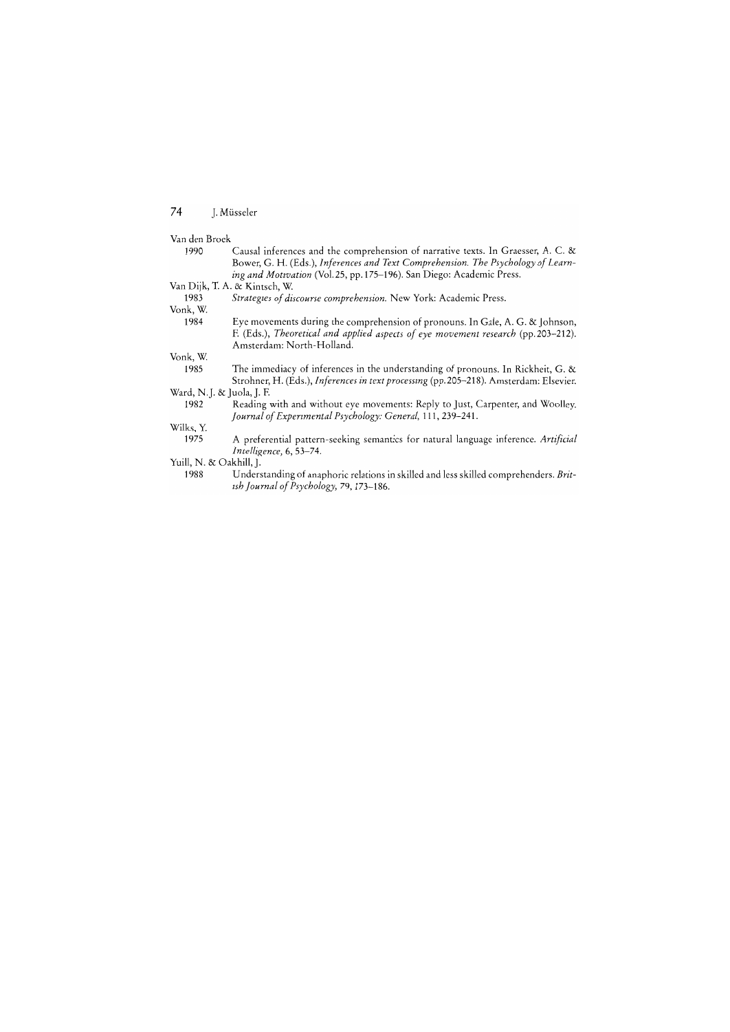Van den Broek

1990 Causal inferences and the comprehension of narrative texts. In Graesser, A. C. & Bower, G. H. (Eds.), *Inferences and Text Comprehension. The Psychology of Learning and Motivation* (Vol. 25, pp. 175–196). San Diego: Academic Press.

Van Dijk, T. A. & Kintsch, W.

1983 *Strategies of discourse comprehension.* New York: Academic Press.

Vonk, W.

1984 Eye movements during the comprehension of pronouns. In Gale, A. G. & Johnson, F. (Eds.), *Theoretical and applied aspects of eye movement research* (pp. 203–212). Amsterdam: North-Holland.

Vonk, W.

1985 The immediacy of inferences in the understanding of pronouns. In Rickheit, G. & Strohner, H. (Eds.), *Inferences in text processing* (pp. 205–218). Amsterdam: Elsevier.

Ward, N. J. & Juola, J. F.

1982 Reading with and without eye movements: Reply to Just, Carpenter, and Woolley. *Journal of Experimental Psychology: General*, 111, 239–241.

Wilks, Y.

1975 A preferential pattern-seeking semantics for natural language inference. *Artificial Intelligence*, 6, 53–74.

Yuill, N. & Oakhill, J.

1988 Understanding of anaphoric relations in skilled and less skilled comprehenders. *British Journal of Psychology*, 79, 173–186.